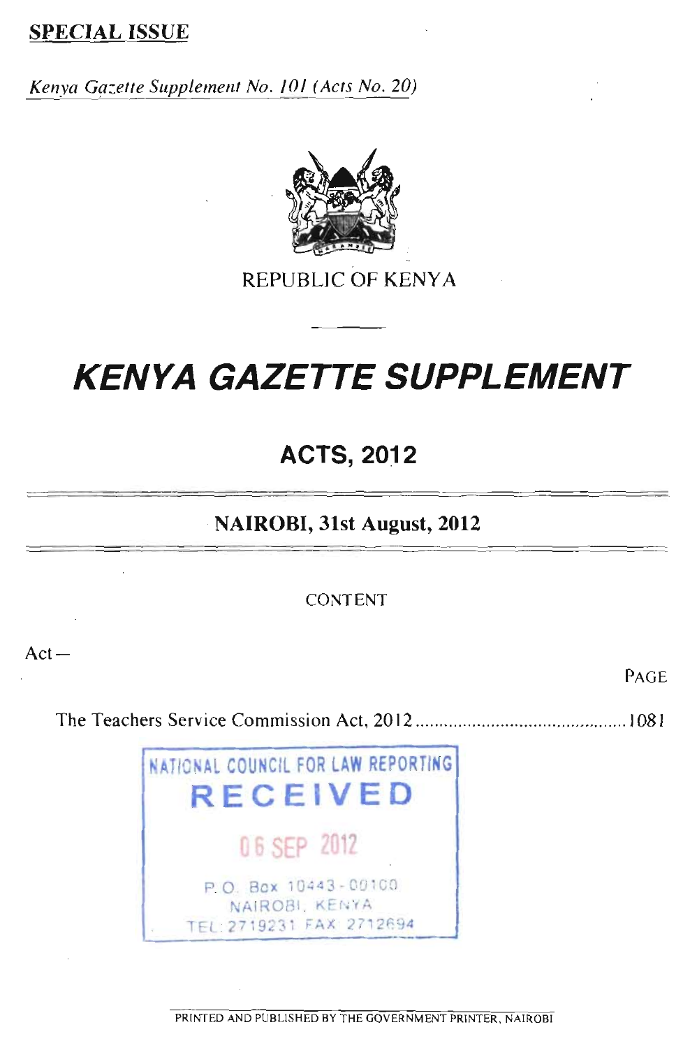**SPECIAL ISSUE**

*Kenya Gazette Supplement No. 101 (Acts No. 20)*

REPUBLIC OF KENYA

# *KENYA GAZETTE SUPPLEMENT*

## ACTS, 2012

**NAIROBI, 31st August, 2012**

CONTENT

Act—

| | PAGE |
|---|---|
| The Teachers Service Commission Act, 2012 | 1081 |

NATIONAL COUNCIL FOR LAW REPORTING
RECEIVED
06 SEP 2012
P.O. Box 10443-00100
NAIROBI, KENYA
TEL: 2719231 FAX: 2712694

PRINTED AND PUBLISHED BY THE GOVERNMENT PRINTER, NAIROBI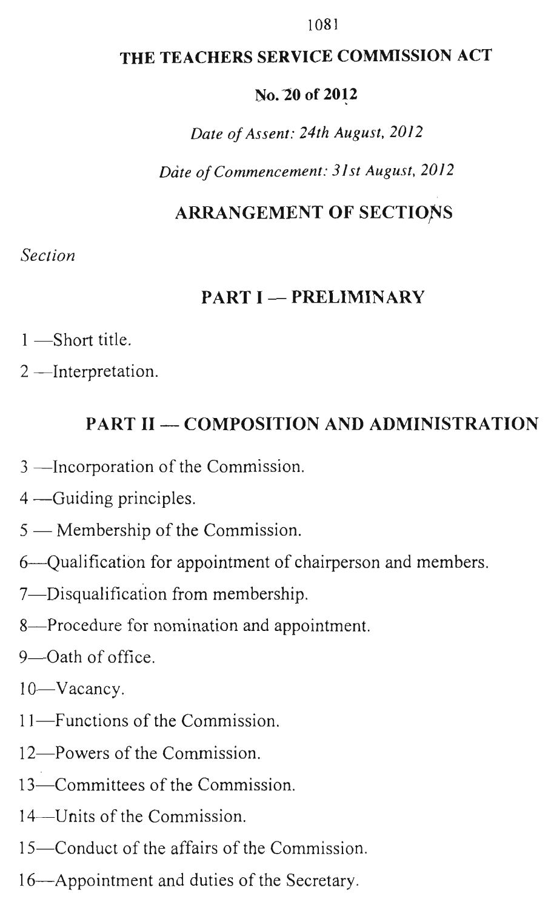# THE TEACHERS SERVICE COMMISSION ACT

**No. 20 of 2012**

*Date of Assent: 24th August, 2012*

*Date of Commencement: 31st August, 2012*

## ARRANGEMENT OF SECTIONS

*Section*

### PART I — PRELIMINARY

1 —Short title.

2 —Interpretation.

### PART II — COMPOSITION AND ADMINISTRATION

3 —Incorporation of the Commission.

4 —Guiding principles.

5 — Membership of the Commission.

6—Qualification for appointment of chairperson and members.

7—Disqualification from membership.

8—Procedure for nomination and appointment.

9—Oath of office.

10—Vacancy.

11—Functions of the Commission.

12—Powers of the Commission.

13—Committees of the Commission.

14—Units of the Commission.

15—Conduct of the affairs of the Commission.

16—Appointment and duties of the Secretary.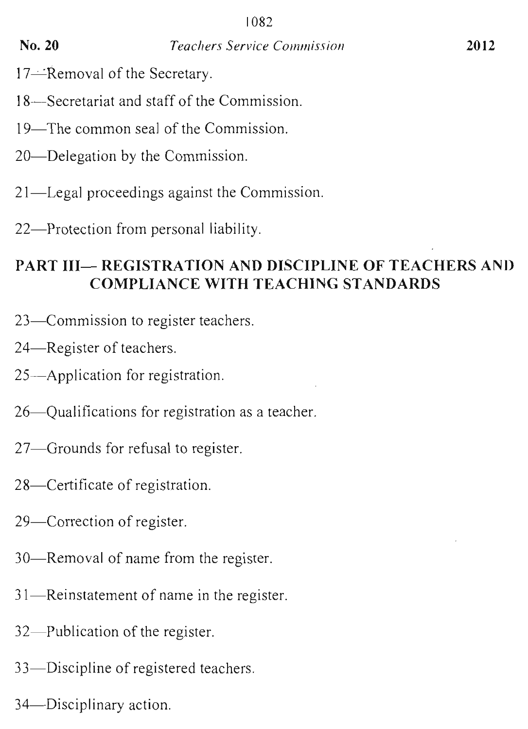17—Removal of the Secretary.

18—Secretariat and staff of the Commission.

19—The common seal of the Commission.

20—Delegation by the Commission.

21—Legal proceedings against the Commission.

22—Protection from personal liability.

## PART III— REGISTRATION AND DISCIPLINE OF TEACHERS AND COMPLIANCE WITH TEACHING STANDARDS

23—Commission to register teachers.

24—Register of teachers.

25—Application for registration.

26—Qualifications for registration as a teacher.

27—Grounds for refusal to register.

28—Certificate of registration.

29—Correction of register.

30—Removal of name from the register.

31—Reinstatement of name in the register.

32—Publication of the register.

33—Discipline of registered teachers.

34—Disciplinary action.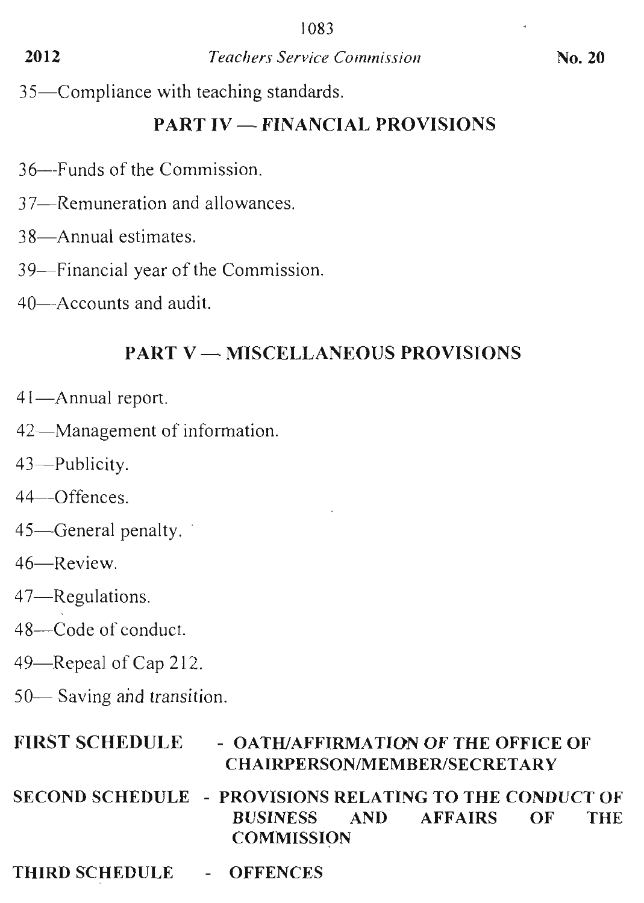35—Compliance with teaching standards.

## PART IV — FINANCIAL PROVISIONS

36—Funds of the Commission.

37—Remuneration and allowances.

38—Annual estimates.

39—Financial year of the Commission.

40—Accounts and audit.

## PART V — MISCELLANEOUS PROVISIONS

41—Annual report.

42—Management of information.

43—Publicity.

44—Offences.

45—General penalty.

46—Review.

47—Regulations.

48—Code of conduct.

49—Repeal of Cap 212.

50— Saving and transition.

**FIRST SCHEDULE** - **OATH/AFFIRMATION OF THE OFFICE OF CHAIRPERSON/MEMBER/SECRETARY**

**SECOND SCHEDULE** - **PROVISIONS RELATING TO THE CONDUCT OF BUSINESS AND AFFAIRS OF THE COMMISSION**

**THIRD SCHEDULE** - **OFFENCES**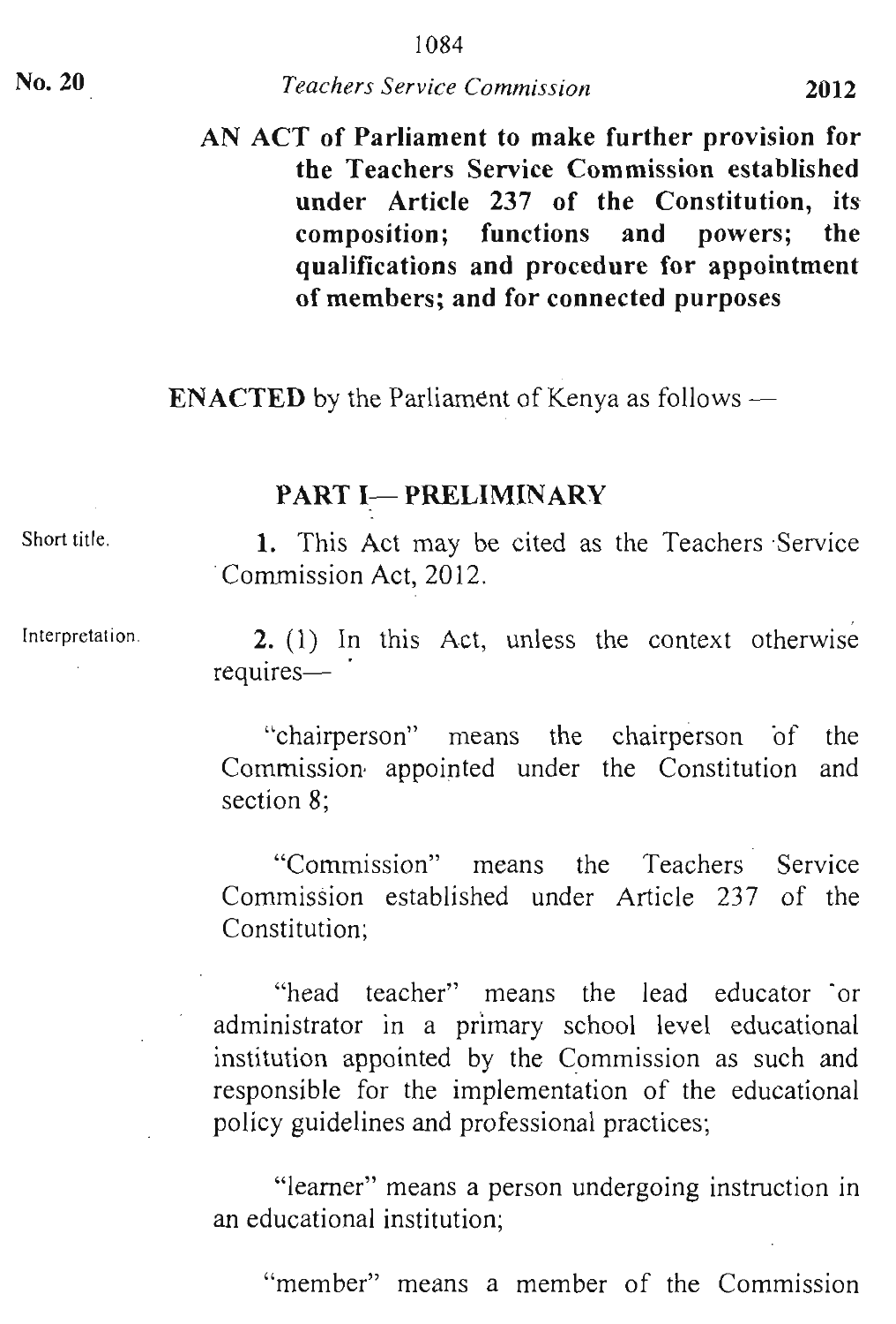**AN ACT of Parliament to make further provision for the Teachers Service Commission established under Article 237 of the Constitution, its composition; functions and powers; the qualifications and procedure for appointment of members; and for connected purposes**

**ENACTED** by the Parliament of Kenya as follows —

## PART I— PRELIMINARY

Short title.

**1.** This Act may be cited as the Teachers Service Commission Act, 2012.

Interpretation.

**2.** (1) In this Act, unless the context otherwise requires—

"chairperson" means the chairperson of the Commission appointed under the Constitution and section 8;

"Commission" means the Teachers Service Commission established under Article 237 of the Constitution;

"head teacher" means the lead educator or administrator in a primary school level educational institution appointed by the Commission as such and responsible for the implementation of the educational policy guidelines and professional practices;

"learner" means a person undergoing instruction in an educational institution;

"member" means a member of the Commission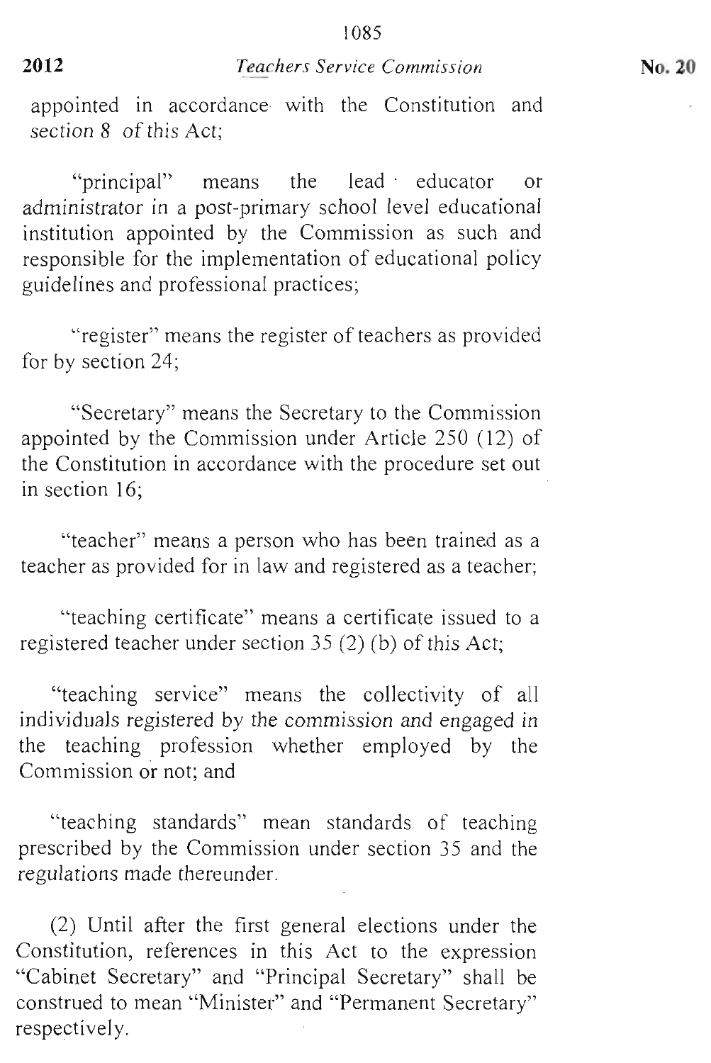appointed in accordance with the Constitution and *section 8* of this Act;

"principal" means the lead educator or administrator in a post-primary school level educational institution appointed by the Commission as such and responsible for the implementation of educational policy guidelines and professional practices;

"register" means the register of teachers as provided for by section 24;

"Secretary" means the Secretary to the Commission appointed by the Commission under Article 250 (12) of the Constitution in accordance with the procedure set out in section 16;

"teacher" means a person who has been trained as a teacher as provided for in law and registered as a teacher;

"teaching certificate" means a certificate issued to a registered teacher under section 35 (2) (b) of this Act;

"teaching service" means the collectivity of all individuals registered by the commission and engaged in the teaching profession whether employed by the Commission or not; and

"teaching standards" mean standards of teaching prescribed by the Commission under section 35 and the regulations made thereunder.

(2) Until after the first general elections under the Constitution, references in this Act to the expression "Cabinet Secretary" and "Principal Secretary" shall be construed to mean "Minister" and "Permanent Secretary" respectively.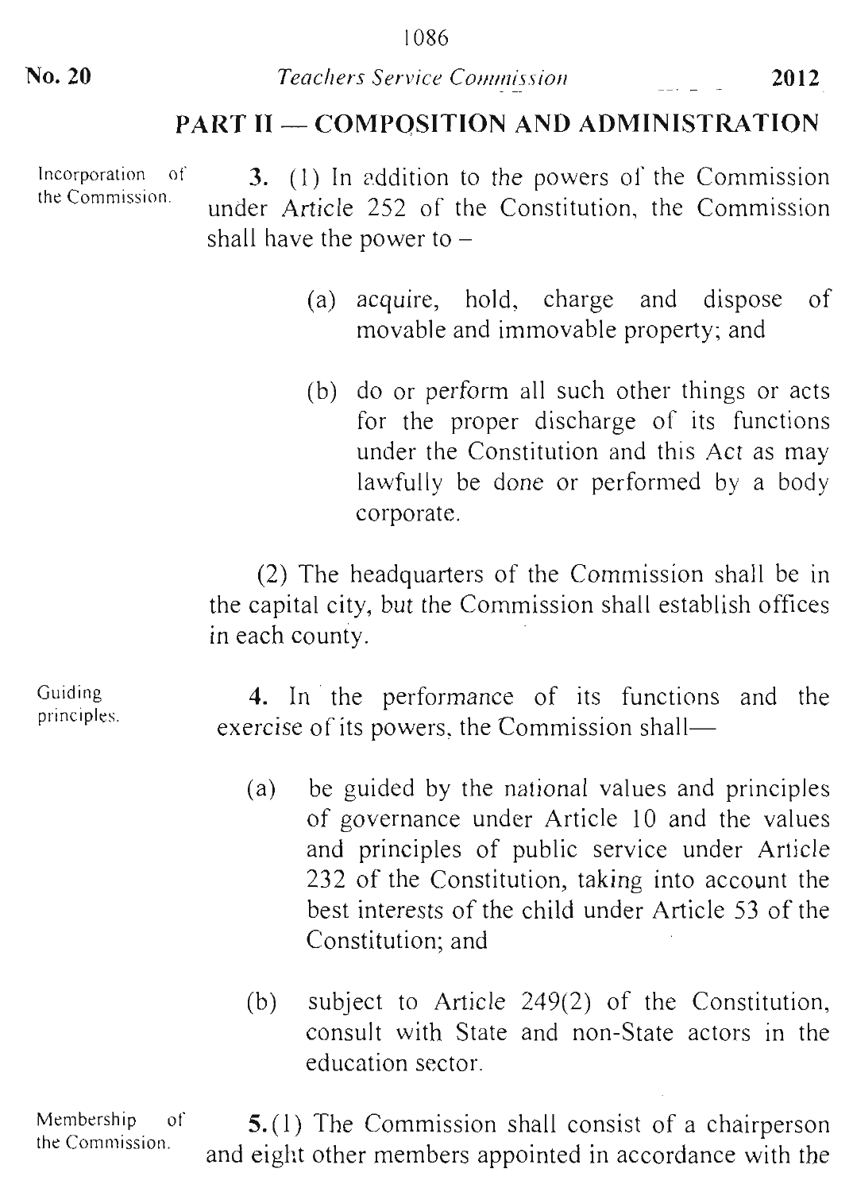## PART II — COMPOSITION AND ADMINISTRATION

*Incorporation of the Commission.*

**3.** (1) In addition to the powers of the Commission under Article 252 of the Constitution, the Commission shall have the power to –

(a) acquire, hold, charge and dispose of movable and immovable property; and

(b) do or perform all such other things or acts for the proper discharge of its functions under the Constitution and this Act as may lawfully be done or performed by a body corporate.

(2) The headquarters of the Commission shall be in the capital city, but the Commission shall establish offices in each county.

*Guiding principles.*

**4.** In the performance of its functions and the exercise of its powers, the Commission shall—

(a) be guided by the national values and principles of governance under Article 10 and the values and principles of public service under Article 232 of the Constitution, taking into account the best interests of the child under Article 53 of the Constitution; and

(b) subject to Article 249(2) of the Constitution, consult with State and non-State actors in the education sector.

*Membership of the Commission.*

**5.**(1) The Commission shall consist of a chairperson and eight other members appointed in accordance with the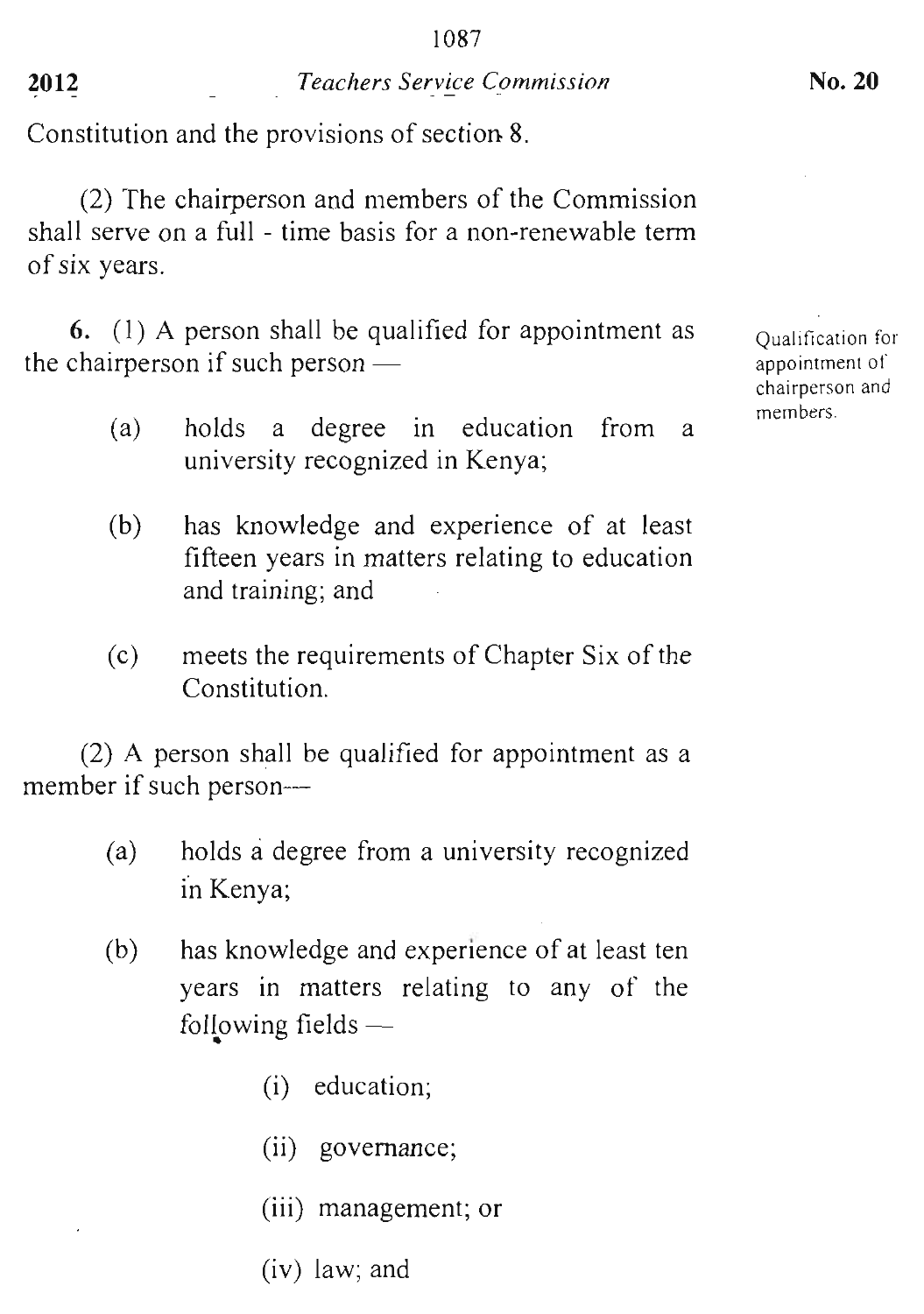Constitution and the provisions of section 8.

(2) The chairperson and members of the Commission shall serve on a full - time basis for a non-renewable term of six years.

Qualification for appointment of chairperson and members.

**6.** (1) A person shall be qualified for appointment as the chairperson if such person —

(a) holds a degree in education from a university recognized in Kenya;

(b) has knowledge and experience of at least fifteen years in matters relating to education and training; and

(c) meets the requirements of Chapter Six of the Constitution.

(2) A person shall be qualified for appointment as a member if such person—

(a) holds a degree from a university recognized in Kenya;

(b) has knowledge and experience of at least ten years in matters relating to any of the following fields —

(i) education;

(ii) governance;

(iii) management; or

(iv) law; and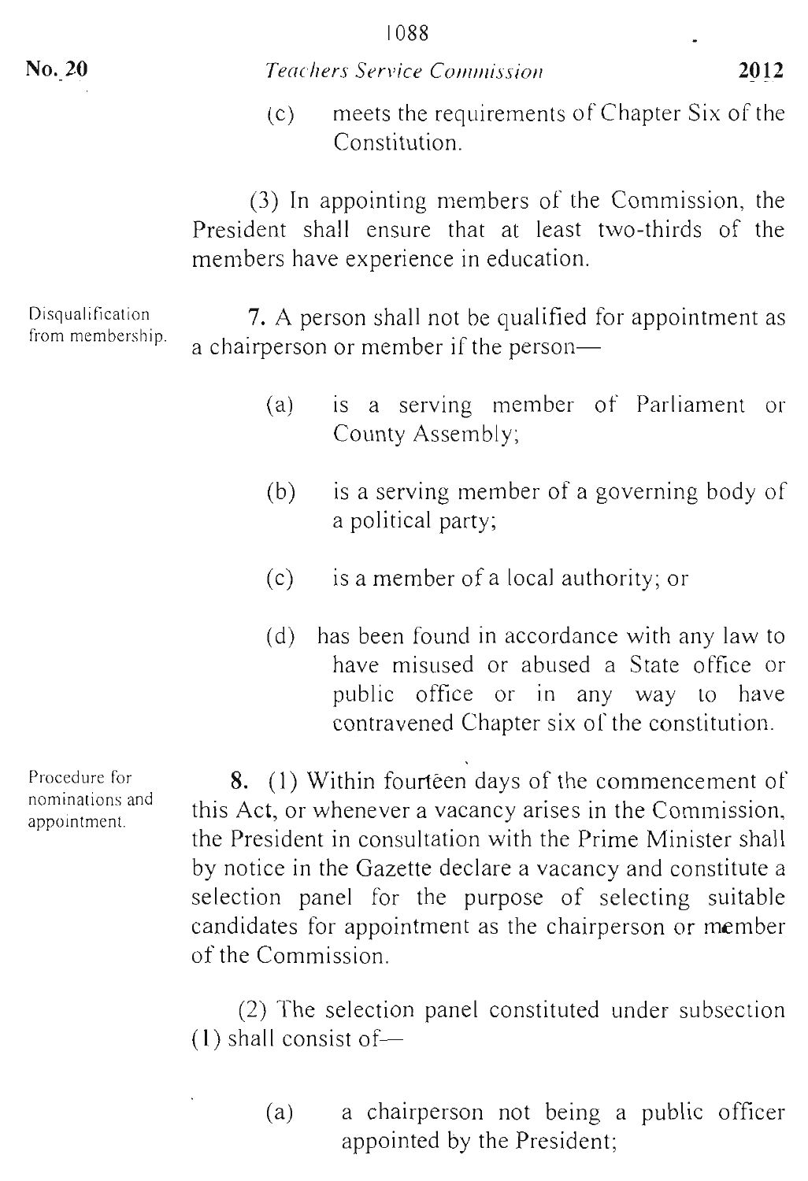(c) meets the requirements of Chapter Six of the Constitution.

(3) In appointing members of the Commission, the President shall ensure that at least two-thirds of the members have experience in education.

Disqualification from membership.

**7.** A person shall not be qualified for appointment as a chairperson or member if the person—

(a) is a serving member of Parliament or County Assembly;

(b) is a serving member of a governing body of a political party;

(c) is a member of a local authority; or

(d) has been found in accordance with any law to have misused or abused a State office or public office or in any way to have contravened Chapter six of the constitution.

Procedure for nominations and appointment.

**8.** (1) Within fourteen days of the commencement of this Act, or whenever a vacancy arises in the Commission, the President in consultation with the Prime Minister shall by notice in the Gazette declare a vacancy and constitute a selection panel for the purpose of selecting suitable candidates for appointment as the chairperson or member of the Commission.

(2) The selection panel constituted under subsection (1) shall consist of—

(a) a chairperson not being a public officer appointed by the President;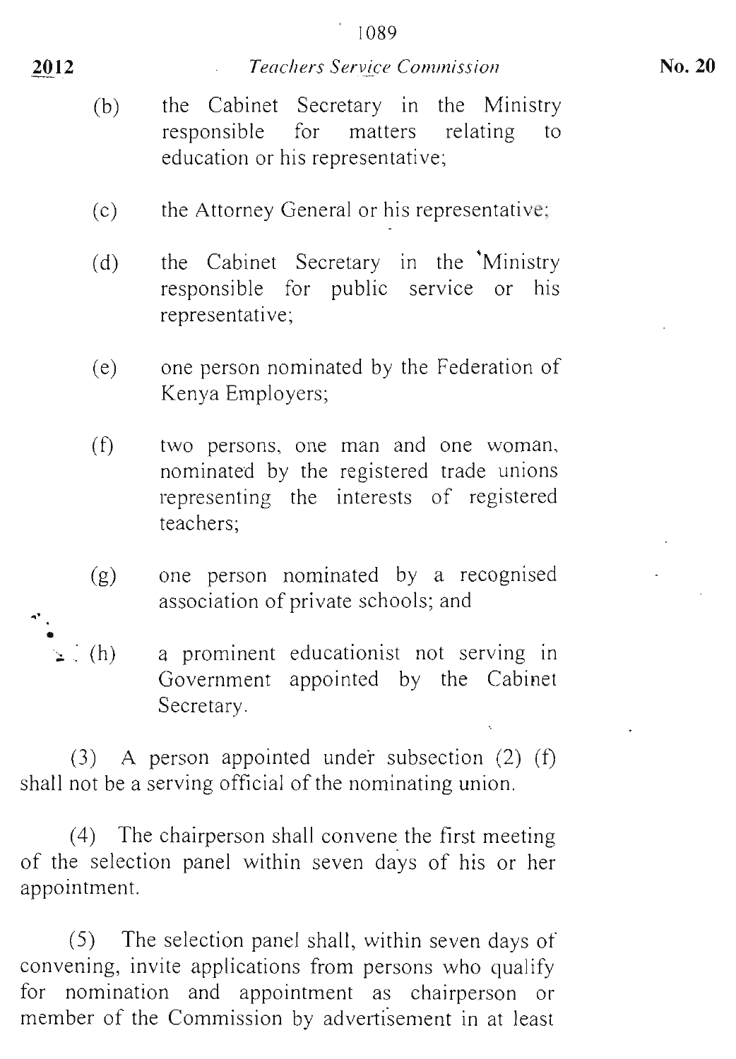(b) the Cabinet Secretary in the Ministry responsible for matters relating to education or his representative;

(c) the Attorney General or his representative;

(d) the Cabinet Secretary in the Ministry responsible for public service or his representative;

(e) one person nominated by the Federation of Kenya Employers;

(f) two persons, one man and one woman, nominated by the registered trade unions representing the interests of registered teachers;

(g) one person nominated by a recognised association of private schools; and

(h) a prominent educationist not serving in Government appointed by the Cabinet Secretary.

(3) A person appointed under subsection (2) (f) shall not be a serving official of the nominating union.

(4) The chairperson shall convene the first meeting of the selection panel within seven days of his or her appointment.

(5) The selection panel shall, within seven days of convening, invite applications from persons who qualify for nomination and appointment as chairperson or member of the Commission by advertisement in at least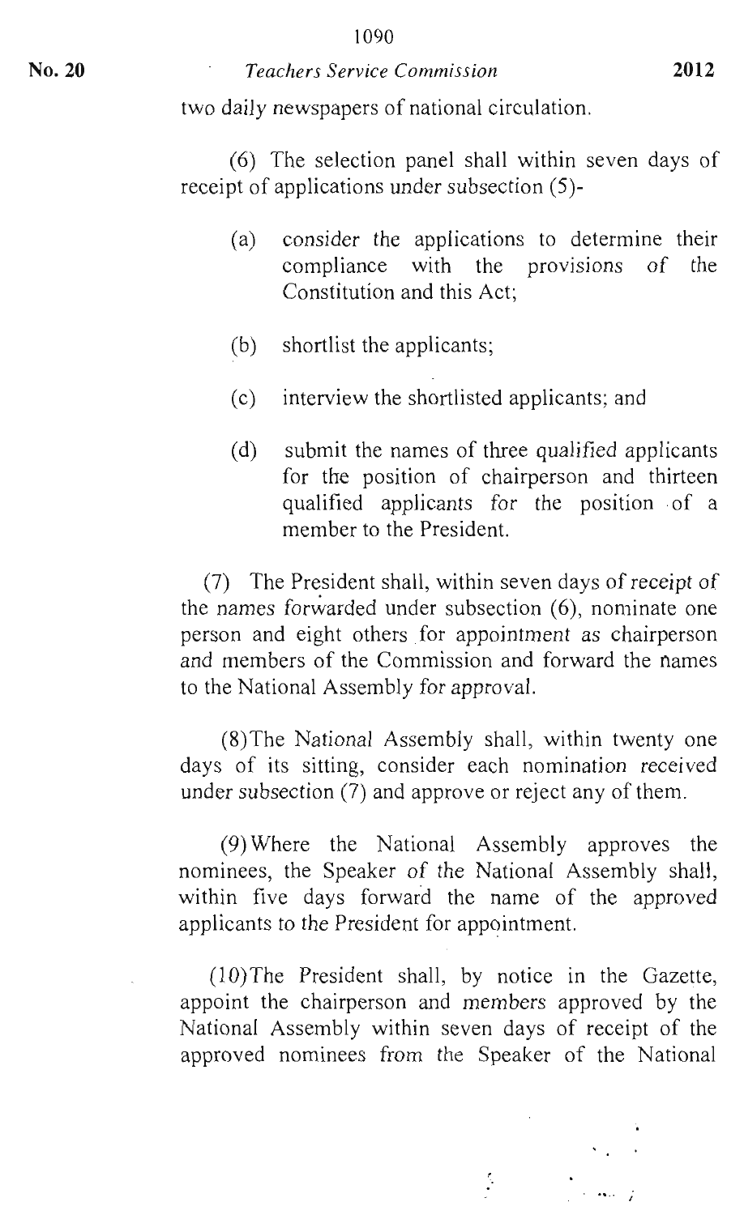two daily newspapers of national circulation.

(6) The selection panel shall within seven days of receipt of applications under subsection (5)-

(a) consider the applications to determine their compliance with the provisions of the Constitution and this Act;

(b) shortlist the applicants;

(c) interview the shortlisted applicants; and

(d) submit the names of three qualified applicants for the position of chairperson and thirteen qualified applicants for the position of a member to the President.

(7) The President shall, within seven days of receipt of the names forwarded under subsection (6), nominate one person and eight others for appointment as chairperson and members of the Commission and forward the names to the National Assembly for approval.

(8) The National Assembly shall, within twenty one days of its sitting, consider each nomination received under subsection (7) and approve or reject any of them.

(9) Where the National Assembly approves the nominees, the Speaker of the National Assembly shall, within five days forward the name of the approved applicants to the President for appointment.

(10) The President shall, by notice in the Gazette, appoint the chairperson and members approved by the National Assembly within seven days of receipt of the approved nominees from the Speaker of the National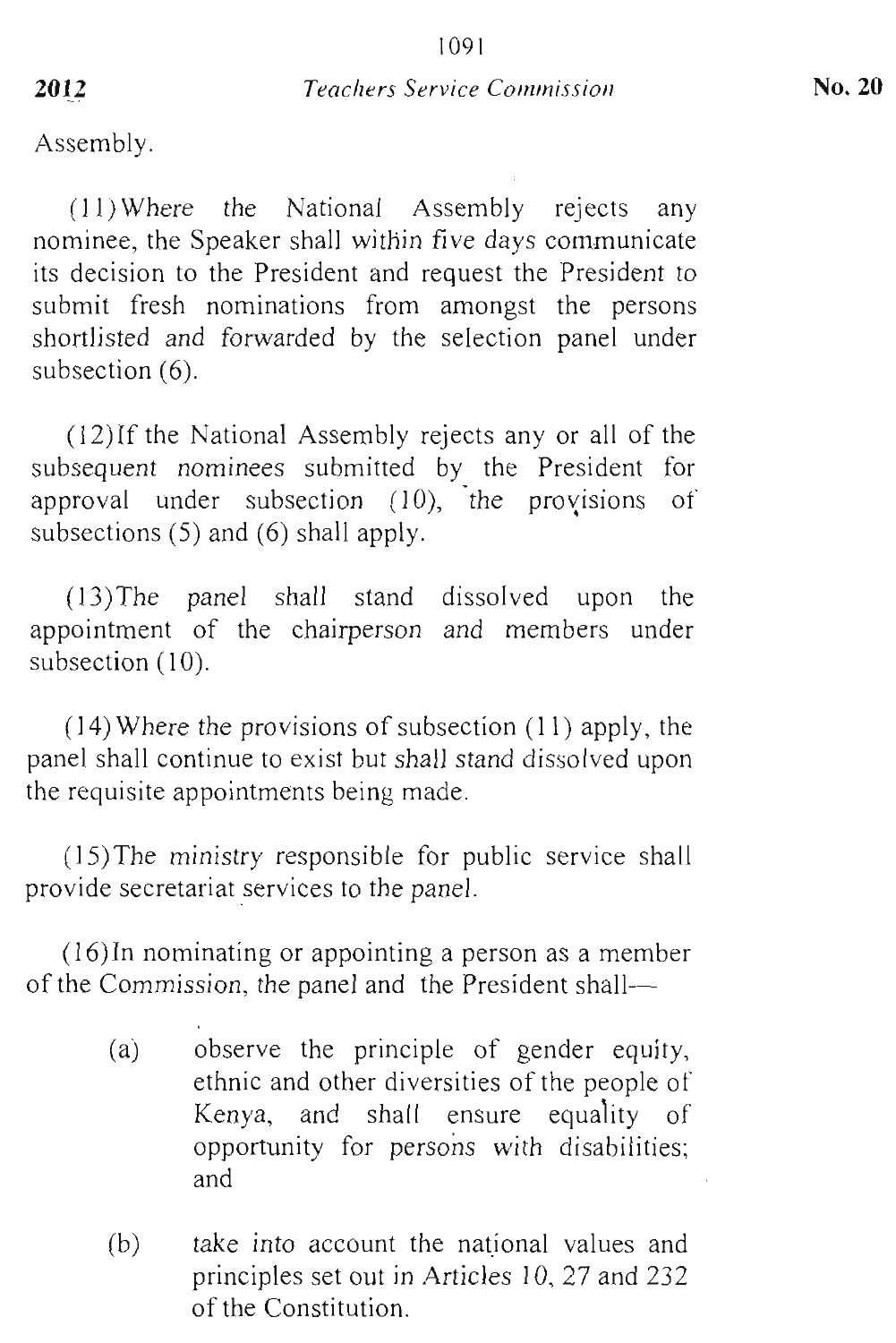Assembly.

(11) Where the National Assembly rejects any nominee, the Speaker shall within five days communicate its decision to the President and request the President to submit fresh nominations from amongst the persons shortlisted and forwarded by the selection panel under subsection (6).

(12) If the National Assembly rejects any or all of the subsequent nominees submitted by the President for approval under subsection (10), the provisions of subsections (5) and (6) shall apply.

(13) The panel shall stand dissolved upon the appointment of the chairperson and members under subsection (10).

(14) Where the provisions of subsection (11) apply, the panel shall continue to exist but shall stand dissolved upon the requisite appointments being made.

(15) The ministry responsible for public service shall provide secretariat services to the panel.

(16) In nominating or appointing a person as a member of the Commission, the panel and the President shall—

- (a) observe the principle of gender equity, ethnic and other diversities of the people of Kenya, and shall ensure equality of opportunity for persons with disabilities; and
- (b) take into account the national values and principles set out in Articles 10, 27 and 232 of the Constitution.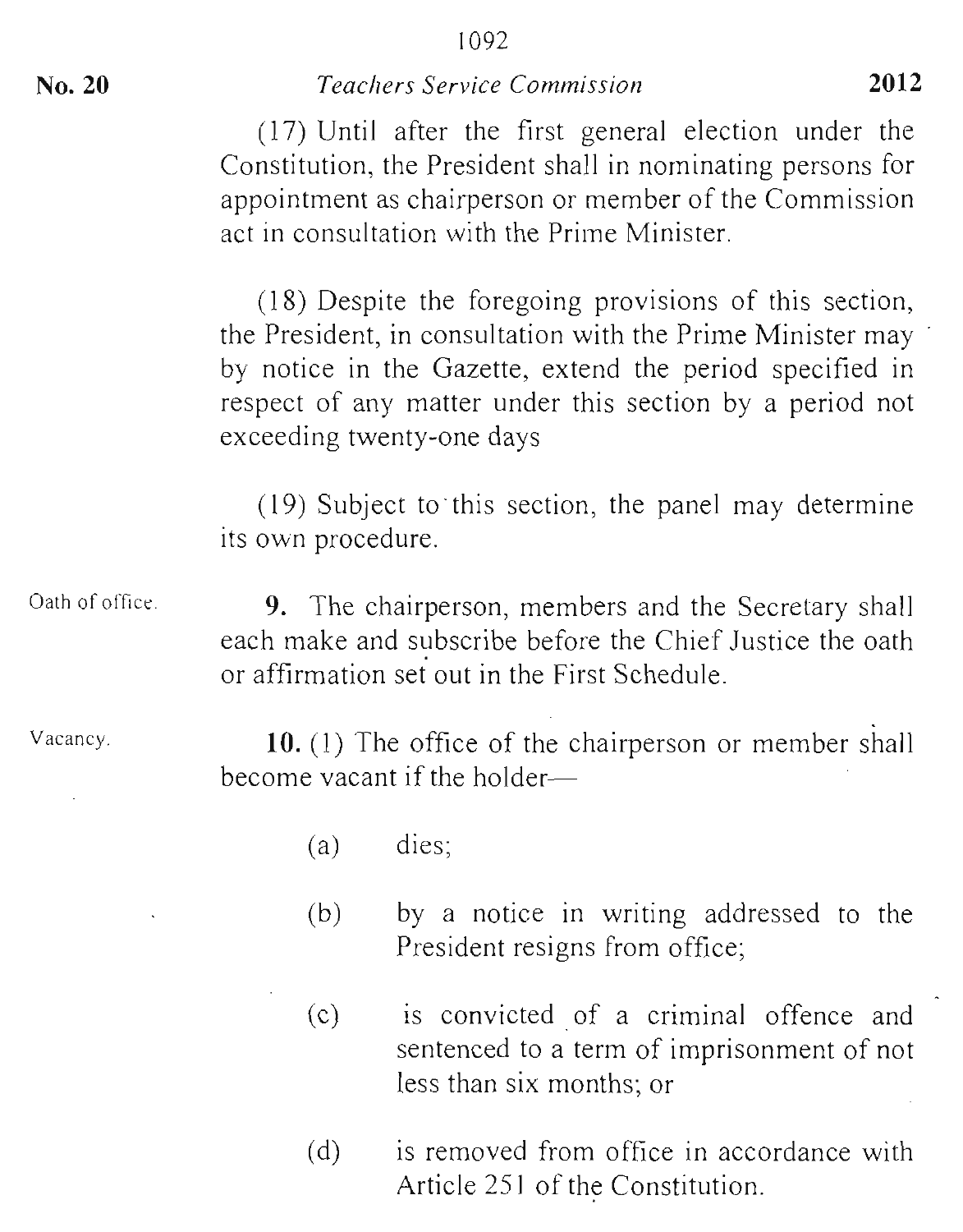(17) Until after the first general election under the Constitution, the President shall in nominating persons for appointment as chairperson or member of the Commission act in consultation with the Prime Minister.

(18) Despite the foregoing provisions of this section, the President, in consultation with the Prime Minister may by notice in the Gazette, extend the period specified in respect of any matter under this section by a period not exceeding twenty-one days

(19) Subject to this section, the panel may determine its own procedure.

Oath of office.

**9.** The chairperson, members and the Secretary shall each make and subscribe before the Chief Justice the oath or affirmation set out in the First Schedule.

Vacancy.

**10.** (1) The office of the chairperson or member shall become vacant if the holder—

(a) dies;

(b) by a notice in writing addressed to the President resigns from office;

(c) is convicted of a criminal offence and sentenced to a term of imprisonment of not less than six months; or

(d) is removed from office in accordance with Article 251 of the Constitution.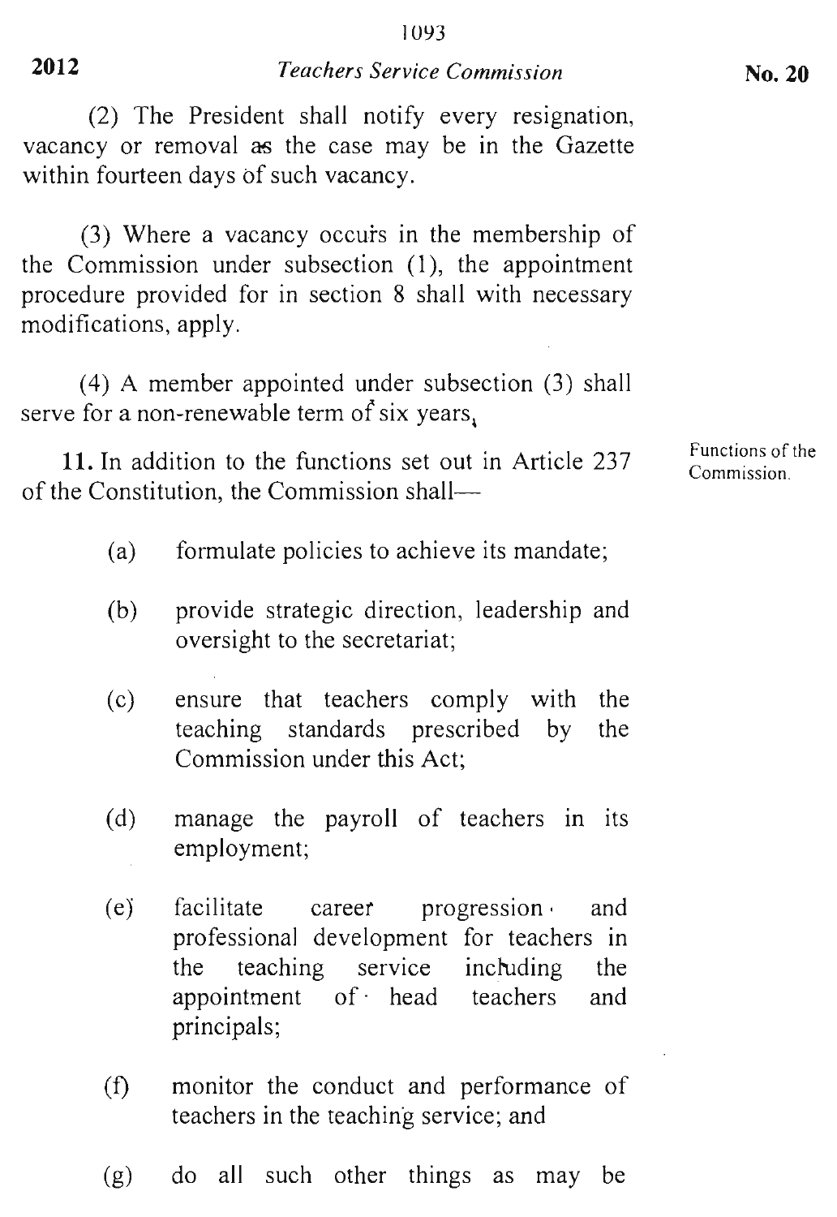(2) The President shall notify every resignation, vacancy or removal as the case may be in the Gazette within fourteen days of such vacancy.

(3) Where a vacancy occurs in the membership of the Commission under subsection (1), the appointment procedure provided for in section 8 shall with necessary modifications, apply.

(4) A member appointed under subsection (3) shall serve for a non-renewable term of six years.

Functions of the Commission.

**11.** In addition to the functions set out in Article 237 of the Constitution, the Commission shall—

(a) formulate policies to achieve its mandate;

(b) provide strategic direction, leadership and oversight to the secretariat;

(c) ensure that teachers comply with the teaching standards prescribed by the Commission under this Act;

(d) manage the payroll of teachers in its employment;

(e) facilitate career progression and professional development for teachers in the teaching service including the appointment of head teachers and principals;

(f) monitor the conduct and performance of teachers in the teaching service; and

(g) do all such other things as may be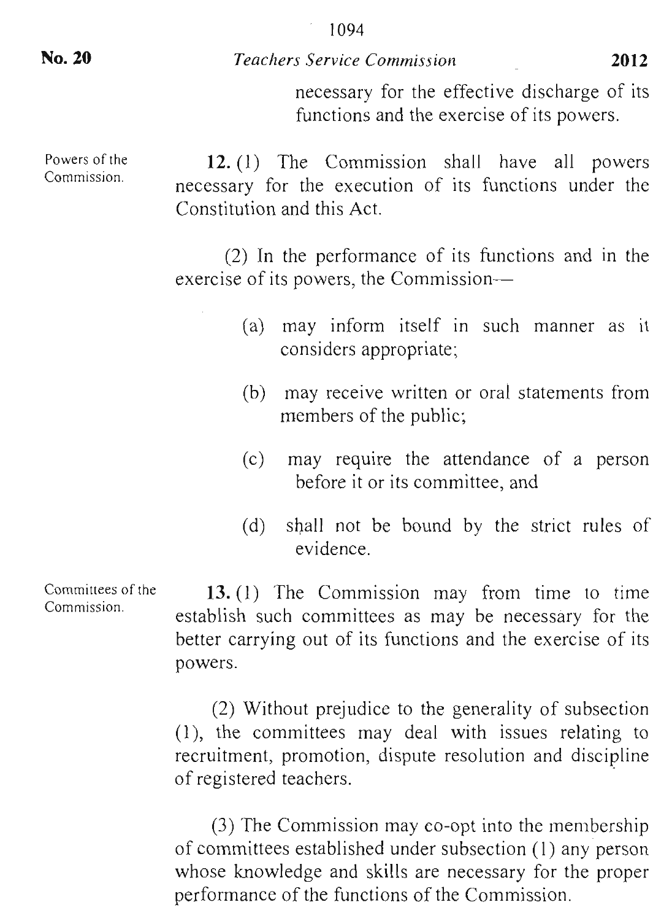necessary for the effective discharge of its functions and the exercise of its powers.

Powers of the Commission.

**12.** (1) The Commission shall have all powers necessary for the execution of its functions under the Constitution and this Act.

(2) In the performance of its functions and in the exercise of its powers, the Commission—

(a) may inform itself in such manner as it considers appropriate;

(b) may receive written or oral statements from members of the public;

(c) may require the attendance of a person before it or its committee, and

(d) shall not be bound by the strict rules of evidence.

Committees of the Commission.

**13.** (1) The Commission may from time to time establish such committees as may be necessary for the better carrying out of its functions and the exercise of its powers.

(2) Without prejudice to the generality of subsection (1), the committees may deal with issues relating to recruitment, promotion, dispute resolution and discipline of registered teachers.

(3) The Commission may co-opt into the membership of committees established under subsection (1) any person whose knowledge and skills are necessary for the proper performance of the functions of the Commission.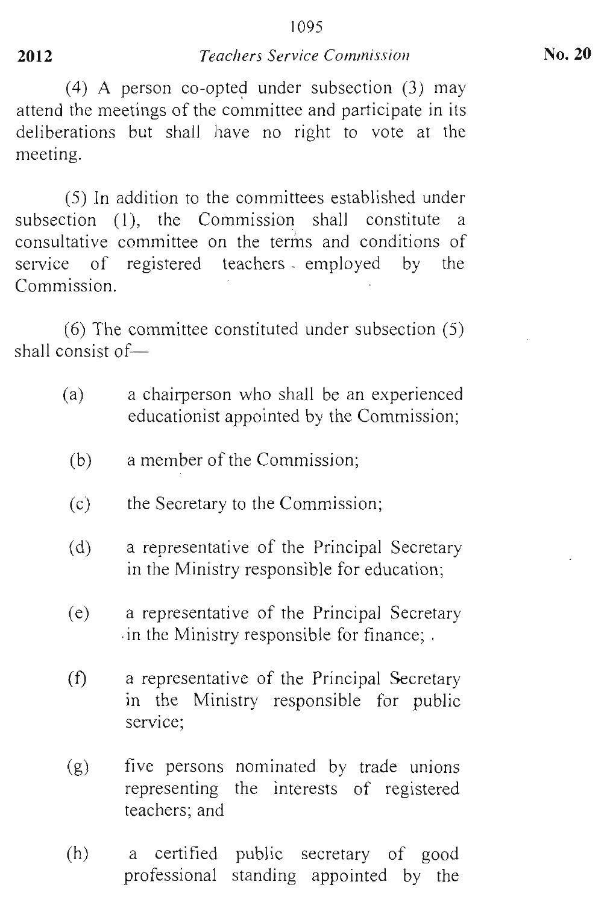(4) A person co-opted under subsection (3) may attend the meetings of the committee and participate in its deliberations but shall have no right to vote at the meeting.

(5) In addition to the committees established under subsection (1), the Commission shall constitute a consultative committee on the terms and conditions of service of registered teachers employed by the Commission.

(6) The committee constituted under subsection (5) shall consist of—

(a) a chairperson who shall be an experienced educationist appointed by the Commission;

(b) a member of the Commission;

(c) the Secretary to the Commission;

(d) a representative of the Principal Secretary in the Ministry responsible for education;

(e) a representative of the Principal Secretary in the Ministry responsible for finance;

(f) a representative of the Principal Secretary in the Ministry responsible for public service;

(g) five persons nominated by trade unions representing the interests of registered teachers; and

(h) a certified public secretary of good professional standing appointed by the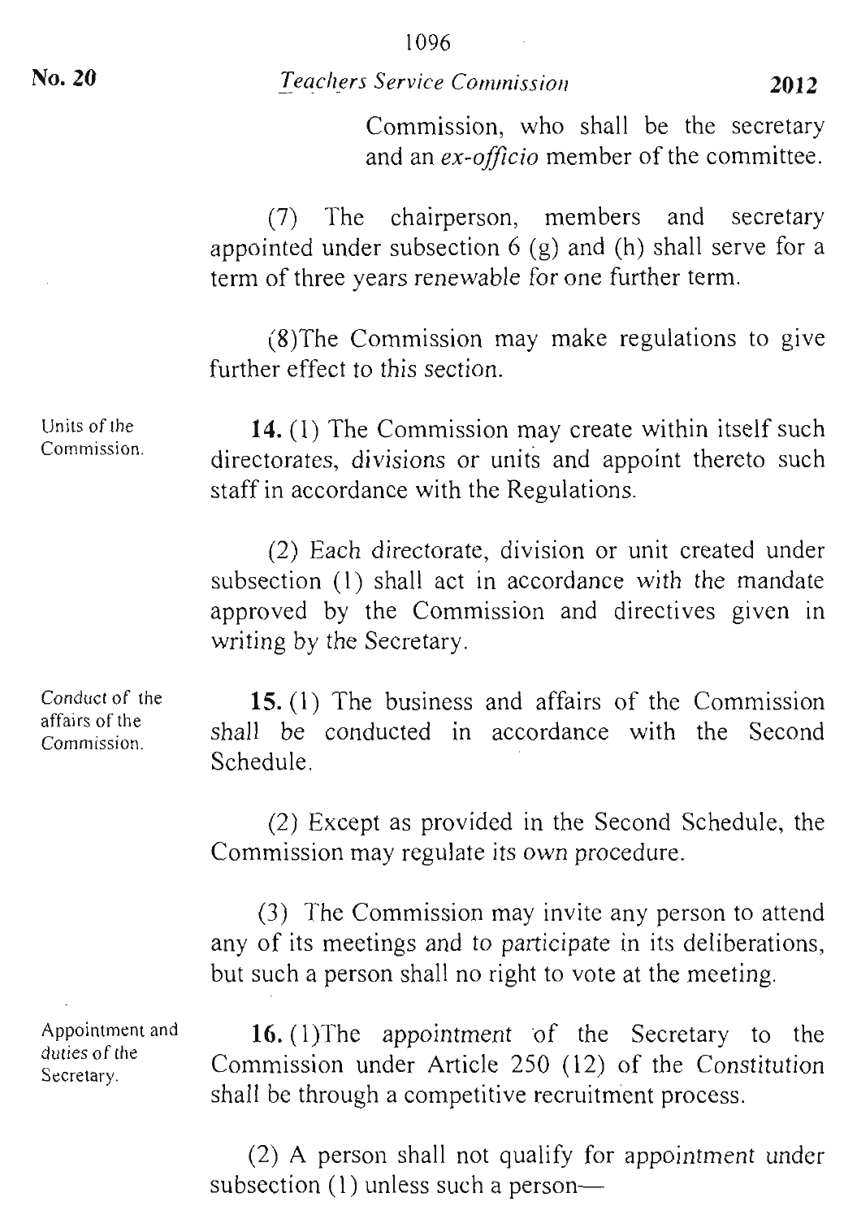Commission, who shall be the secretary and an *ex-officio* member of the committee.

(7) The chairperson, members and secretary appointed under subsection 6 (g) and (h) shall serve for a term of three years renewable for one further term.

(8)The Commission may make regulations to give further effect to this section.

*Units of the Commission.*

**14.** (1) The Commission may create within itself such directorates, divisions or units and appoint thereto such staff in accordance with the Regulations.

(2) Each directorate, division or unit created under subsection (1) shall act in accordance with the mandate approved by the Commission and directives given in writing by the Secretary.

*Conduct of the affairs of the Commission.*

**15.** (1) The business and affairs of the Commission shall be conducted in accordance with the Second Schedule.

(2) Except as provided in the Second Schedule, the Commission may regulate its own procedure.

(3) The Commission may invite any person to attend any of its meetings and to participate in its deliberations, but such a person shall no right to vote at the meeting.

*Appointment and duties of the Secretary.*

**16.** (1)The appointment of the Secretary to the Commission under Article 250 (12) of the Constitution shall be through a competitive recruitment process.

(2) A person shall not qualify for appointment under subsection (1) unless such a person—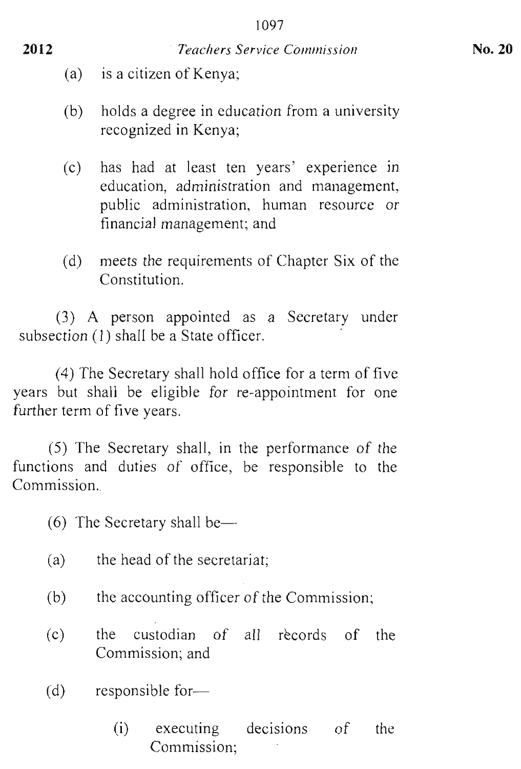(a) is a citizen of Kenya;

(b) holds a degree in education from a university recognized in Kenya;

(c) has had at least ten years' experience in education, administration and management, public administration, human resource or financial management; and

(d) meets the requirements of Chapter Six of the Constitution.

(3) A person appointed as a Secretary under subsection (1) shall be a State officer.

(4) The Secretary shall hold office for a term of five years but shall be eligible for re-appointment for one further term of five years.

(5) The Secretary shall, in the performance of the functions and duties of office, be responsible to the Commission.

(6) The Secretary shall be—

(a) the head of the secretariat;

(b) the accounting officer of the Commission;

(c) the custodian of all records of the Commission; and

(d) responsible for—

(i) executing decisions of the Commission;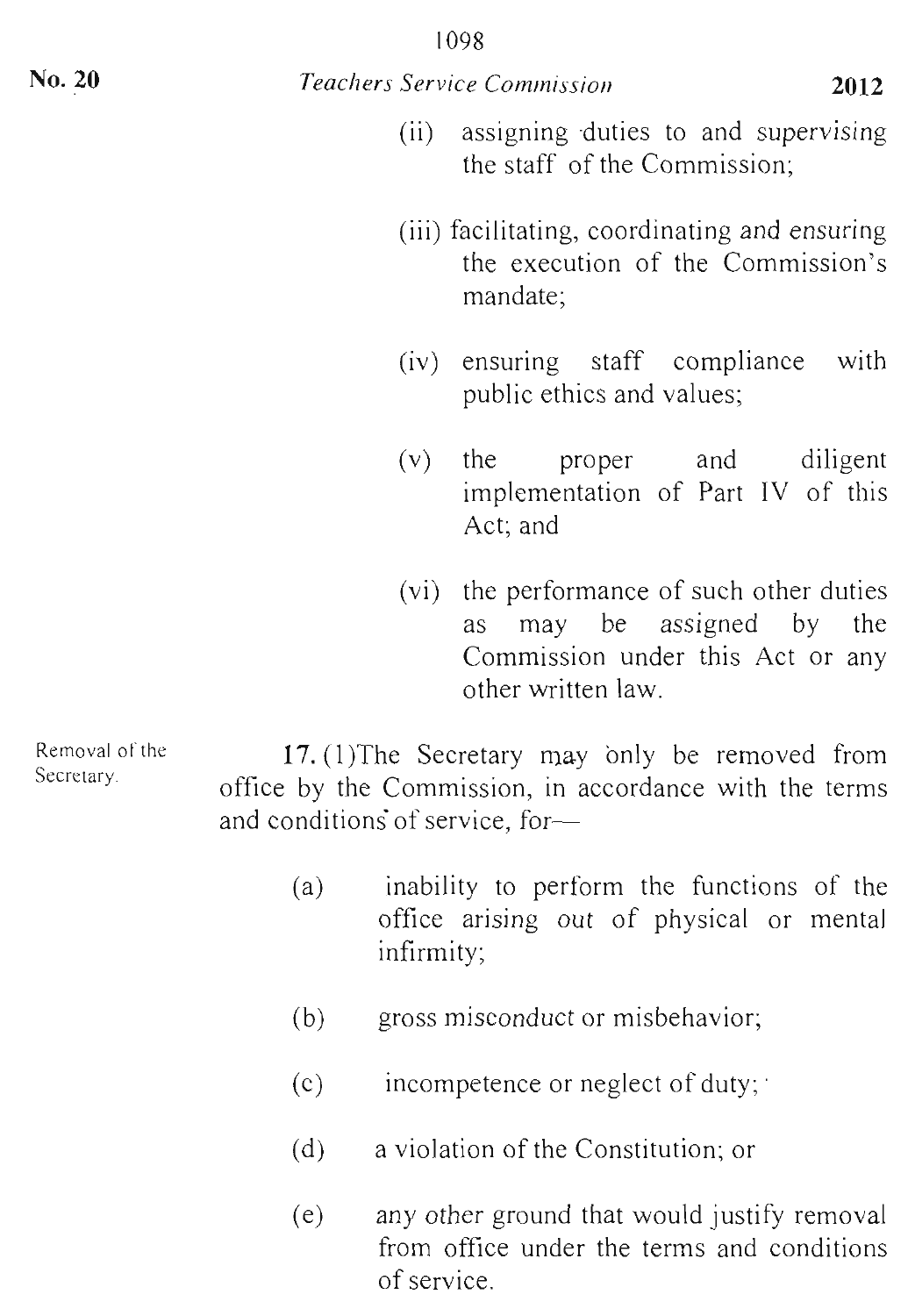(ii) assigning duties to and supervising the staff of the Commission;

(iii) facilitating, coordinating and ensuring the execution of the Commission's mandate;

(iv) ensuring staff compliance with public ethics and values;

(v) the proper and diligent implementation of Part IV of this Act; and

(vi) the performance of such other duties as may be assigned by the Commission under this Act or any other written law.

Removal of the Secretary.

**17.** (1)The Secretary may only be removed from office by the Commission, in accordance with the terms and conditions of service, for—

(a) inability to perform the functions of the office arising out of physical or mental infirmity;

(b) gross misconduct or misbehavior;

(c) incompetence or neglect of duty;

(d) a violation of the Constitution; or

(e) any other ground that would justify removal from office under the terms and conditions of service.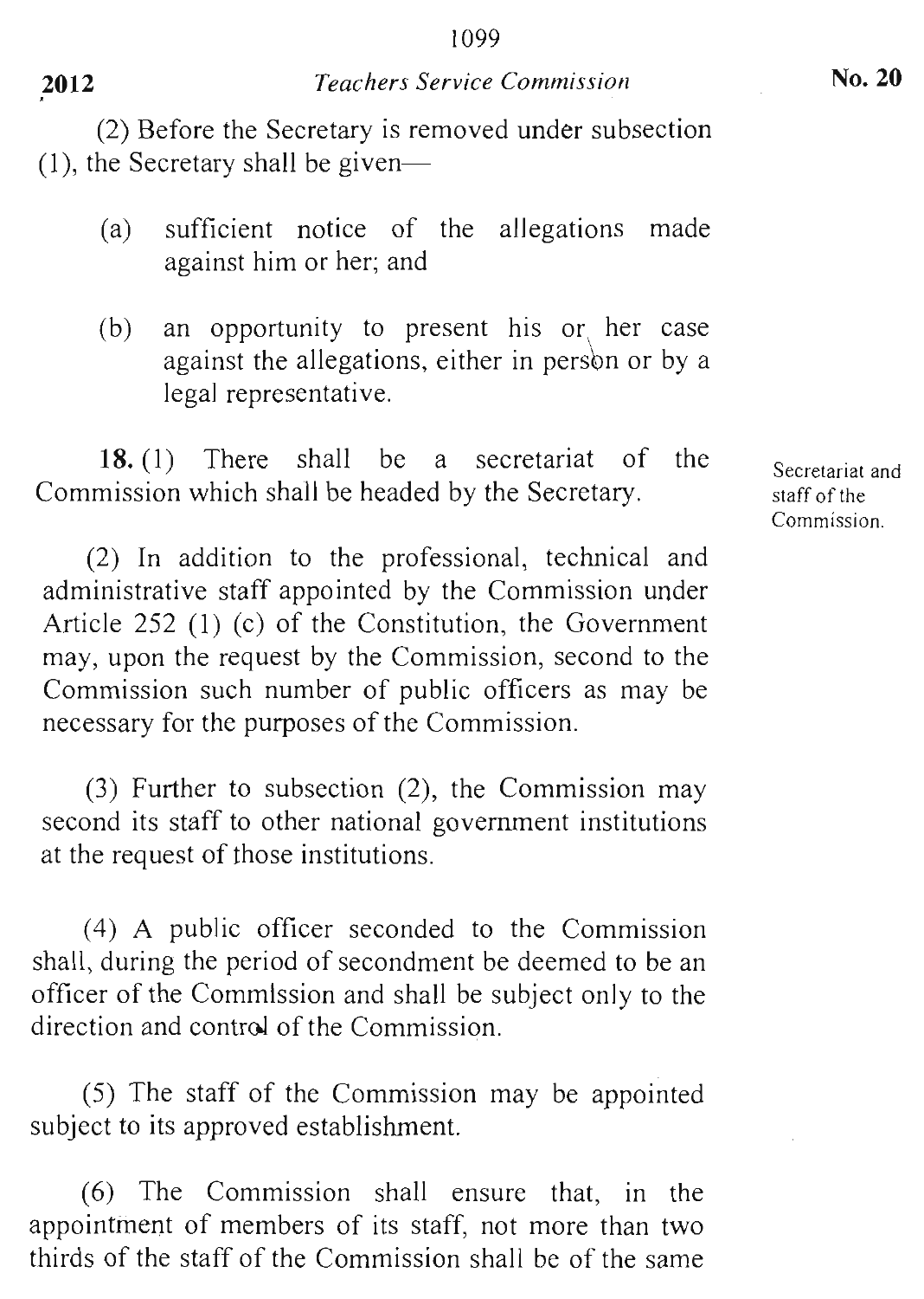(2) Before the Secretary is removed under subsection (1), the Secretary shall be given—

(a) sufficient notice of the allegations made against him or her; and

(b) an opportunity to present his or her case against the allegations, either in person or by a legal representative.

Secretariat and staff of the Commission.

**18.** (1) There shall be a secretariat of the Commission which shall be headed by the Secretary.

(2) In addition to the professional, technical and administrative staff appointed by the Commission under Article 252 (1) (c) of the Constitution, the Government may, upon the request by the Commission, second to the Commission such number of public officers as may be necessary for the purposes of the Commission.

(3) Further to subsection (2), the Commission may second its staff to other national government institutions at the request of those institutions.

(4) A public officer seconded to the Commission shall, during the period of secondment be deemed to be an officer of the Commission and shall be subject only to the direction and control of the Commission.

(5) The staff of the Commission may be appointed subject to its approved establishment.

(6) The Commission shall ensure that, in the appointment of members of its staff, not more than two thirds of the staff of the Commission shall be of the same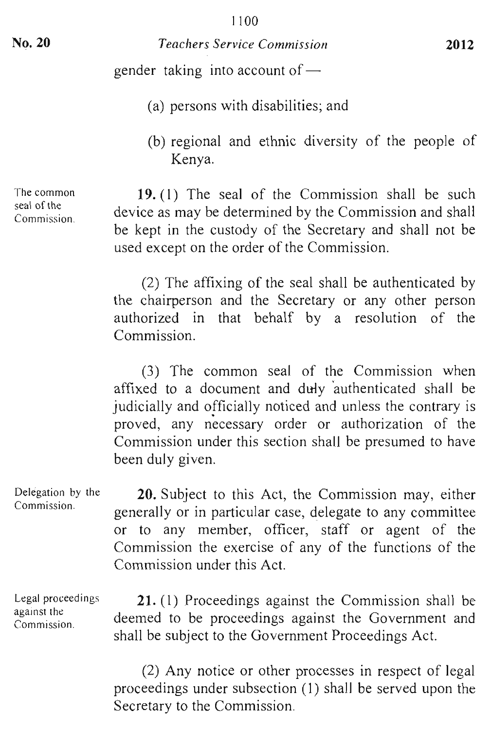gender taking into account of —

(a) persons with disabilities; and

(b) regional and ethnic diversity of the people of Kenya.

The common seal of the Commission.

**19.** (1) The seal of the Commission shall be such device as may be determined by the Commission and shall be kept in the custody of the Secretary and shall not be used except on the order of the Commission.

(2) The affixing of the seal shall be authenticated by the chairperson and the Secretary or any other person authorized in that behalf by a resolution of the Commission.

(3) The common seal of the Commission when affixed to a document and duly authenticated shall be judicially and officially noticed and unless the contrary is proved, any necessary order or authorization of the Commission under this section shall be presumed to have been duly given.

Delegation by the Commission.

**20.** Subject to this Act, the Commission may, either generally or in particular case, delegate to any committee or to any member, officer, staff or agent of the Commission the exercise of any of the functions of the Commission under this Act.

Legal proceedings against the Commission.

**21.** (1) Proceedings against the Commission shall be deemed to be proceedings against the Government and shall be subject to the Government Proceedings Act.

(2) Any notice or other processes in respect of legal proceedings under subsection (1) shall be served upon the Secretary to the Commission.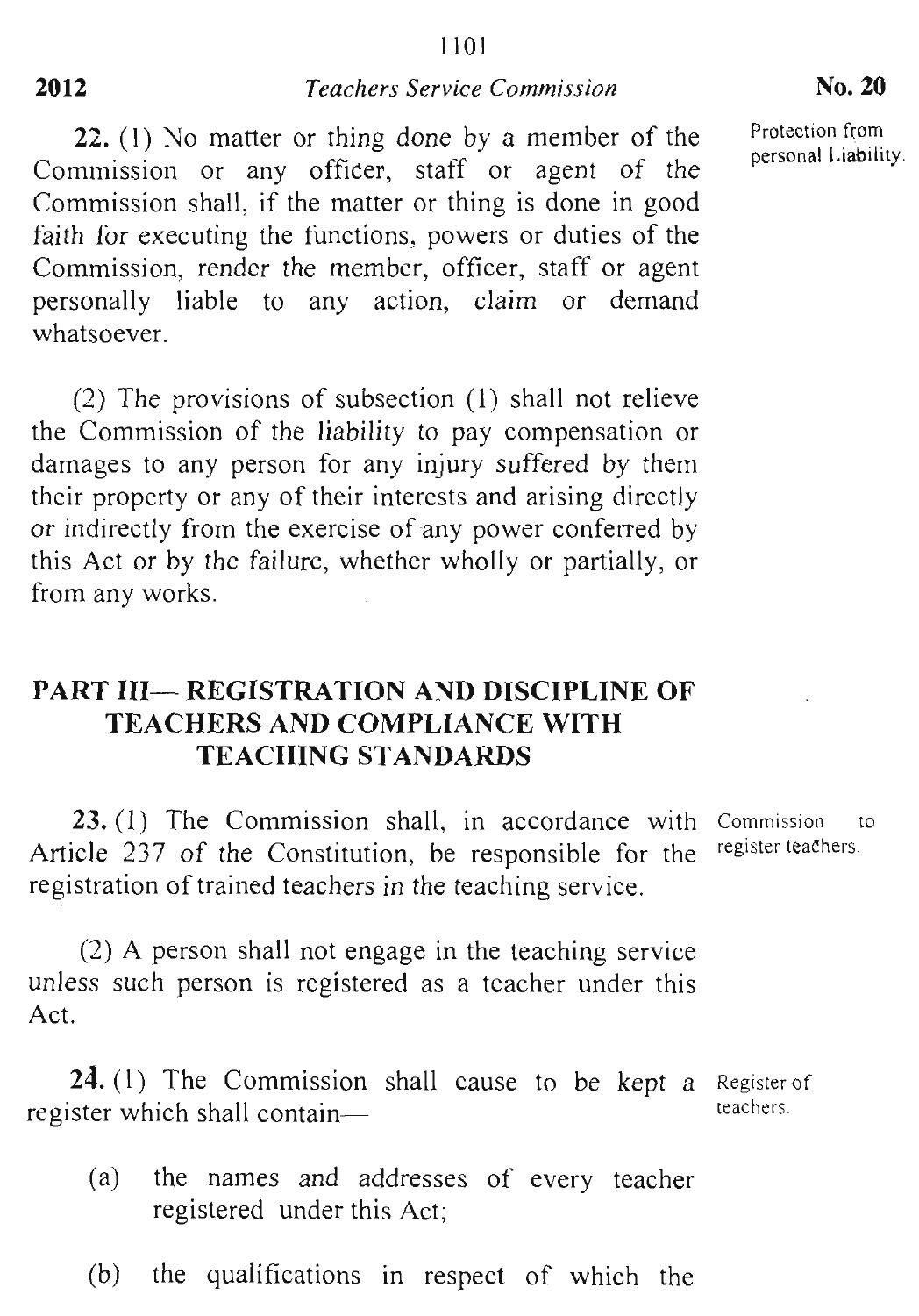**22.** (1) No matter or thing done by a member of the Commission or any officer, staff or agent of the Commission shall, if the matter or thing is done in good faith for executing the functions, powers or duties of the Commission, render the member, officer, staff or agent personally liable to any action, claim or demand whatsoever.

Protection from personal Liability.

(2) The provisions of subsection (1) shall not relieve the Commission of the liability to pay compensation or damages to any person for any injury suffered by them their property or any of their interests and arising directly or indirectly from the exercise of any power conferred by this Act or by the failure, whether wholly or partially, or from any works.

## PART III— REGISTRATION AND DISCIPLINE OF TEACHERS AND COMPLIANCE WITH TEACHING STANDARDS

**23.** (1) The Commission shall, in accordance with Article 237 of the Constitution, be responsible for the registration of trained teachers in the teaching service.

Commission to register teachers.

(2) A person shall not engage in the teaching service unless such person is registered as a teacher under this Act.

**24.** (1) The Commission shall cause to be kept a register which shall contain—

Register of teachers.

(a) the names and addresses of every teacher registered under this Act;

(b) the qualifications in respect of which the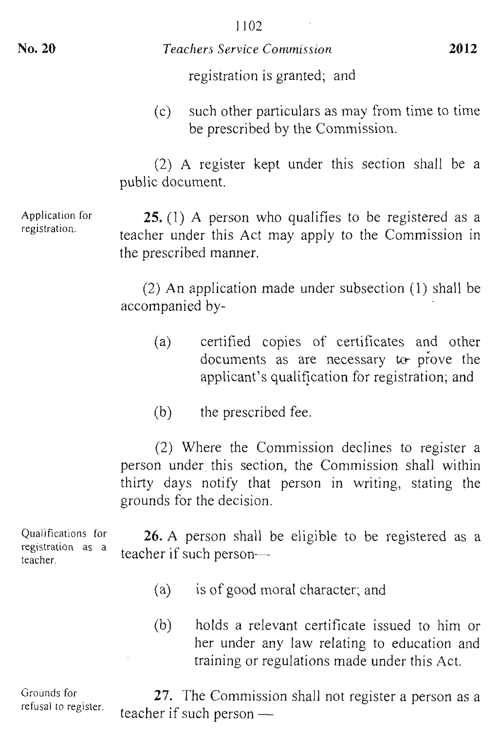registration is granted; and

(c) such other particulars as may from time to time be prescribed by the Commission.

(2) A register kept under this section shall be a public document.

**Application for registration.**

**25.** (1) A person who qualifies to be registered as a teacher under this Act may apply to the Commission in the prescribed manner.

(2) An application made under subsection (1) shall be accompanied by-

(a) certified copies of certificates and other documents as are necessary to prove the applicant's qualification for registration; and

(b) the prescribed fee.

(2) Where the Commission declines to register a person under this section, the Commission shall within thirty days notify that person in writing, stating the grounds for the decision.

**Qualifications for registration as a teacher.**

**26.** A person shall be eligible to be registered as a teacher if such person—

(a) is of good moral character; and

(b) holds a relevant certificate issued to him or her under any law relating to education and training or regulations made under this Act.

**Grounds for refusal to register.**

**27.** The Commission shall not register a person as a teacher if such person —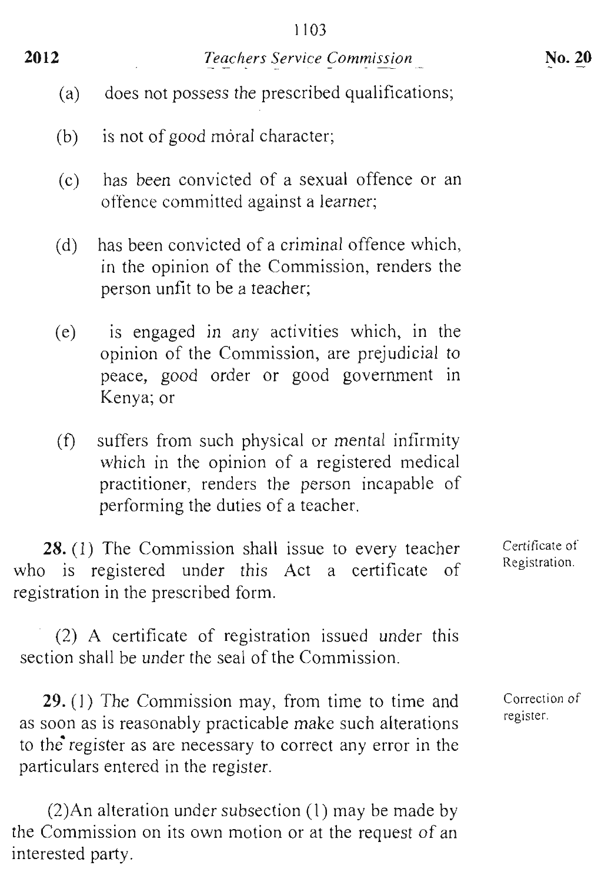(a) does not possess the prescribed qualifications;

(b) is not of good moral character;

(c) has been convicted of a sexual offence or an offence committed against a learner;

(d) has been convicted of a criminal offence which, in the opinion of the Commission, renders the person unfit to be a teacher;

(e) is engaged in any activities which, in the opinion of the Commission, are prejudicial to peace, good order or good government in Kenya; or

(f) suffers from such physical or mental infirmity which in the opinion of a registered medical practitioner, renders the person incapable of performing the duties of a teacher.

Certificate of Registration.

**28.** (1) The Commission shall issue to every teacher who is registered under this Act a certificate of registration in the prescribed form.

(2) A certificate of registration issued under this section shall be under the seal of the Commission.

Correction of register.

**29.** (1) The Commission may, from time to time and as soon as is reasonably practicable make such alterations to the register as are necessary to correct any error in the particulars entered in the register.

(2) An alteration under subsection (1) may be made by the Commission on its own motion or at the request of an interested party.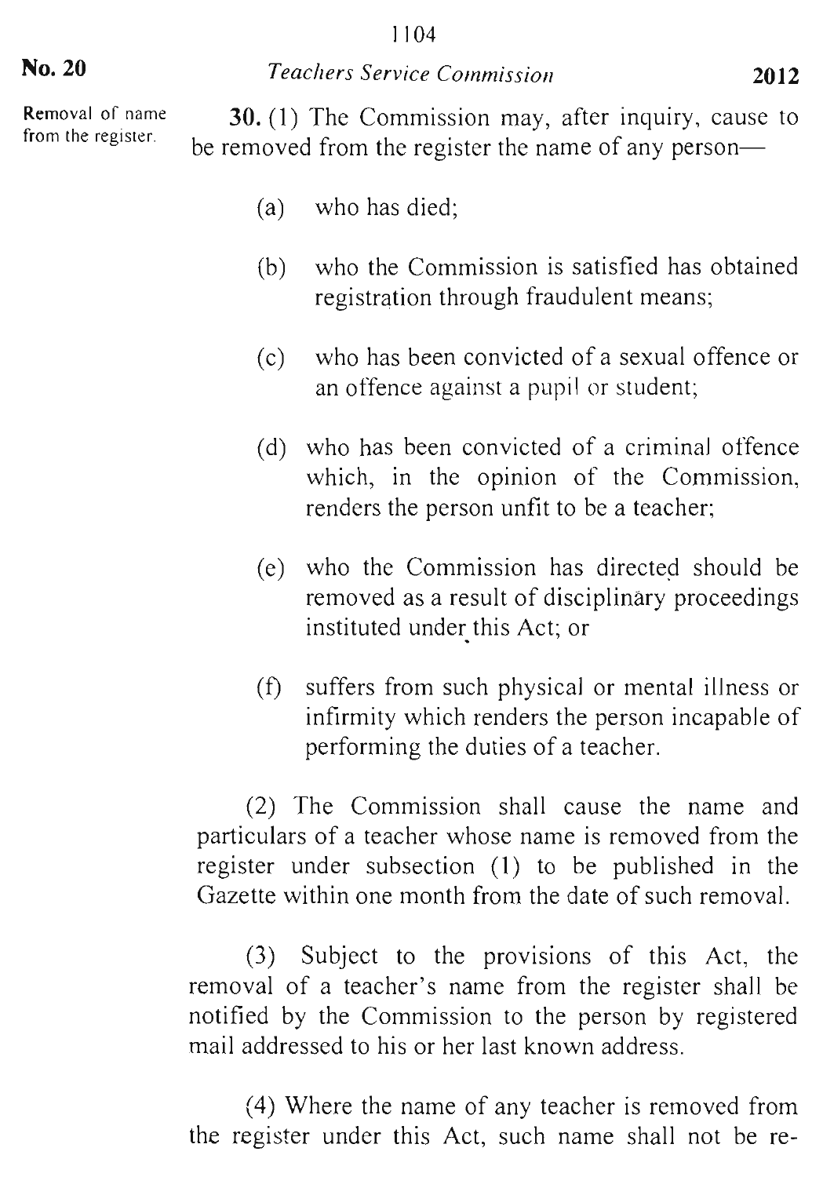Removal of name from the register.

**30.** (1) The Commission may, after inquiry, cause to be removed from the register the name of any person—

(a) who has died;

(b) who the Commission is satisfied has obtained registration through fraudulent means;

(c) who has been convicted of a sexual offence or an offence against a pupil or student;

(d) who has been convicted of a criminal offence which, in the opinion of the Commission, renders the person unfit to be a teacher;

(e) who the Commission has directed should be removed as a result of disciplinary proceedings instituted under this Act; or

(f) suffers from such physical or mental illness or infirmity which renders the person incapable of performing the duties of a teacher.

(2) The Commission shall cause the name and particulars of a teacher whose name is removed from the register under subsection (1) to be published in the Gazette within one month from the date of such removal.

(3) Subject to the provisions of this Act, the removal of a teacher's name from the register shall be notified by the Commission to the person by registered mail addressed to his or her last known address.

(4) Where the name of any teacher is removed from the register under this Act, such name shall not be re-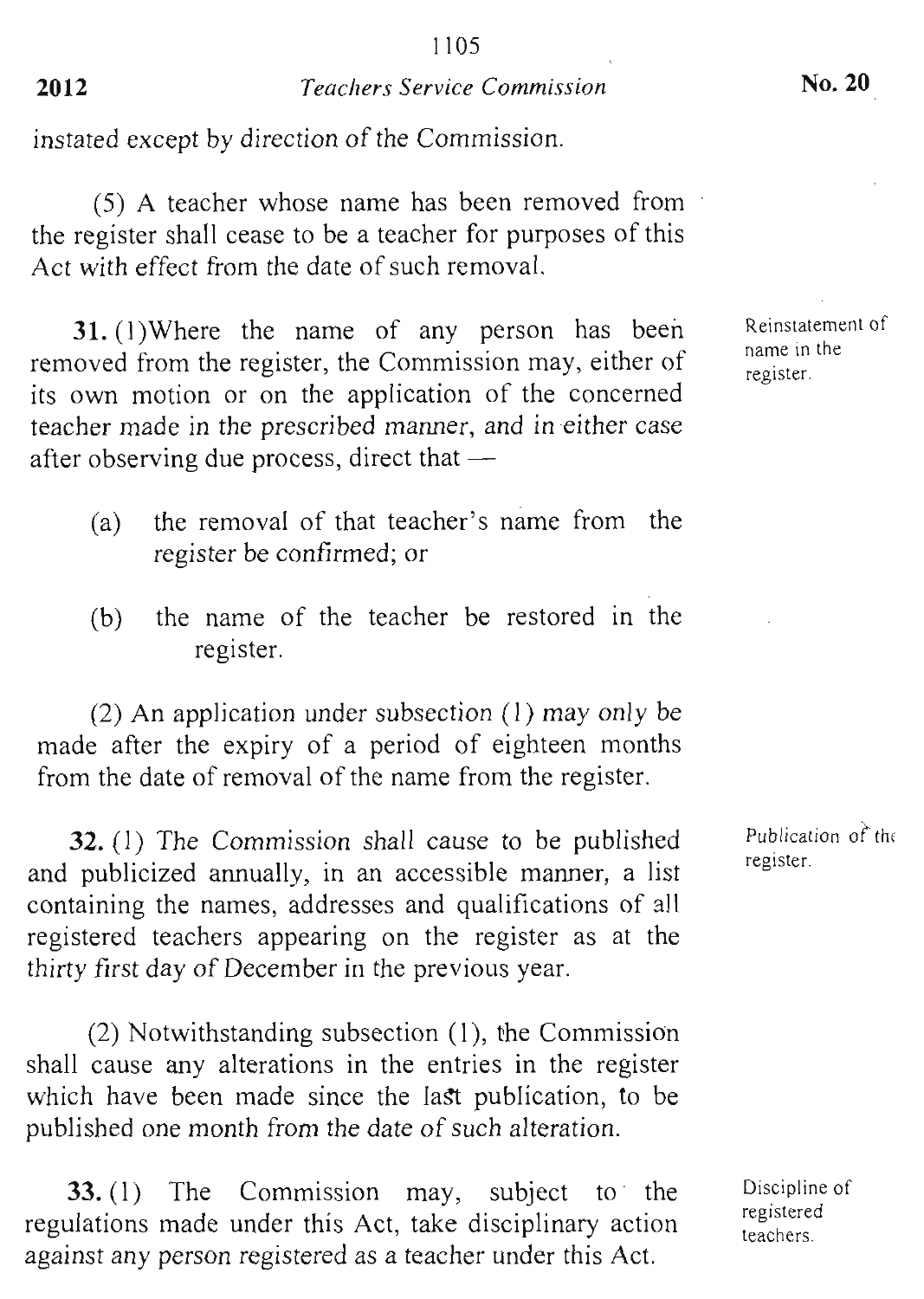instated except by direction of the Commission.

(5) A teacher whose name has been removed from the register shall cease to be a teacher for purposes of this Act with effect from the date of such removal.

*Reinstatement of name in the register.*

**31.** (1) Where the name of any person has been removed from the register, the Commission may, either of its own motion or on the application of the concerned teacher made in the prescribed manner, and in either case after observing due process, direct that —

(a) the removal of that teacher's name from the register be confirmed; or

(b) the name of the teacher be restored in the register.

(2) An application under subsection (1) may only be made after the expiry of a period of eighteen months from the date of removal of the name from the register.

*Publication of the register.*

**32.** (1) The Commission shall cause to be published and publicized annually, in an accessible manner, a list containing the names, addresses and qualifications of all registered teachers appearing on the register as at the thirty first day of December in the previous year.

(2) Notwithstanding subsection (1), the Commission shall cause any alterations in the entries in the register which have been made since the last publication, to be published one month from the date of such alteration.

*Discipline of registered teachers.*

**33.** (1) The Commission may, subject to the regulations made under this Act, take disciplinary action against any person registered as a teacher under this Act.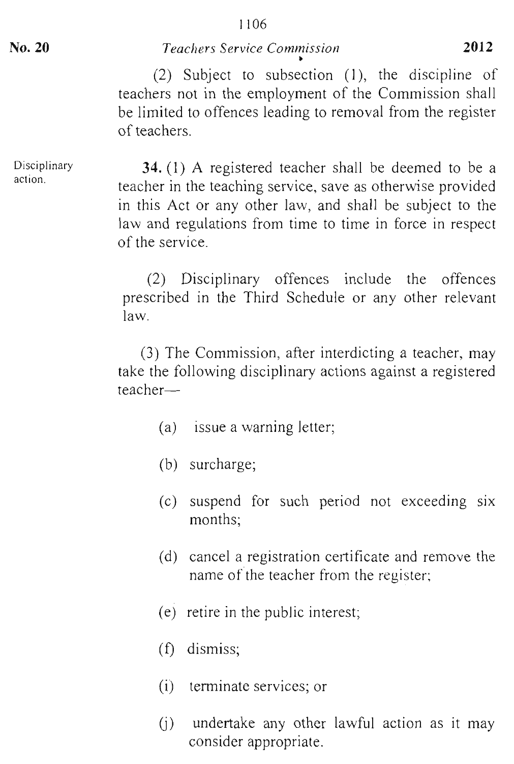(2) Subject to subsection (1), the discipline of teachers not in the employment of the Commission shall be limited to offences leading to removal from the register of teachers.

Disciplinary action.

**34.** (1) A registered teacher shall be deemed to be a teacher in the teaching service, save as otherwise provided in this Act or any other law, and shall be subject to the law and regulations from time to time in force in respect of the service.

(2) Disciplinary offences include the offences prescribed in the Third Schedule or any other relevant law.

(3) The Commission, after interdicting a teacher, may take the following disciplinary actions against a registered teacher—

(a) issue a warning letter;

(b) surcharge;

(c) suspend for such period not exceeding six months;

(d) cancel a registration certificate and remove the name of the teacher from the register;

(e) retire in the public interest;

(f) dismiss;

(i) terminate services; or

(j) undertake any other lawful action as it may consider appropriate.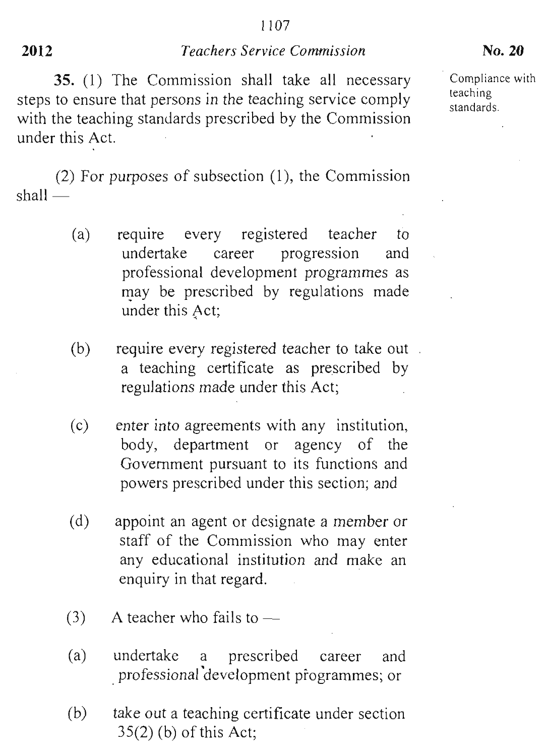Compliance with teaching standards.

**35.** (1) The Commission shall take all necessary steps to ensure that persons in the teaching service comply with the teaching standards prescribed by the Commission under this Act.

(2) For purposes of subsection (1), the Commission shall —

(a) require every registered teacher to undertake career progression and professional development programmes as may be prescribed by regulations made under this Act;

(b) require every registered teacher to take out a teaching certificate as prescribed by regulations made under this Act;

(c) enter into agreements with any institution, body, department or agency of the Government pursuant to its functions and powers prescribed under this section; and

(d) appoint an agent or designate a member or staff of the Commission who may enter any educational institution and make an enquiry in that regard.

(3) A teacher who fails to —

(a) undertake a prescribed career and professional development programmes; or

(b) take out a teaching certificate under section 35(2) (b) of this Act;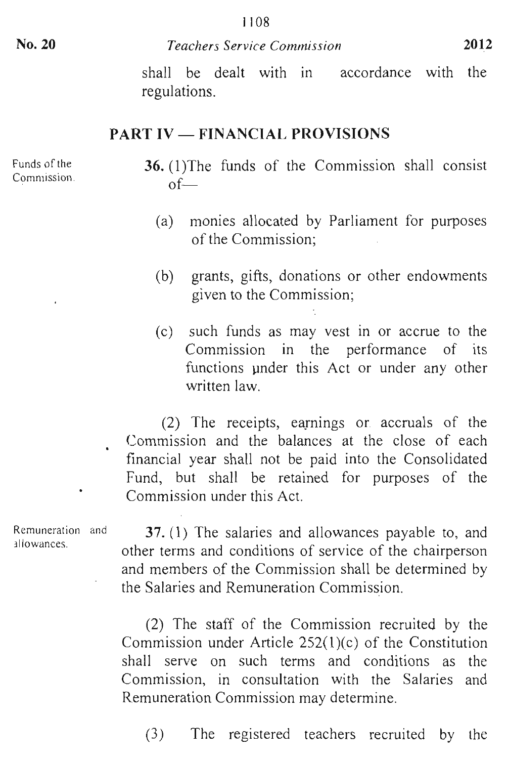shall be dealt with in accordance with the regulations.

## PART IV — FINANCIAL PROVISIONS

Funds of the Commission.

**36.** (1)The funds of the Commission shall consist of—

(a) monies allocated by Parliament for purposes of the Commission;

(b) grants, gifts, donations or other endowments given to the Commission;

(c) such funds as may vest in or accrue to the Commission in the performance of its functions under this Act or under any other written law.

(2) The receipts, earnings or accruals of the Commission and the balances at the close of each financial year shall not be paid into the Consolidated Fund, but shall be retained for purposes of the Commission under this Act.

Remuneration and allowances.

**37.** (1) The salaries and allowances payable to, and other terms and conditions of service of the chairperson and members of the Commission shall be determined by the Salaries and Remuneration Commission.

(2) The staff of the Commission recruited by the Commission under Article 252(1)(c) of the Constitution shall serve on such terms and conditions as the Commission, in consultation with the Salaries and Remuneration Commission may determine.

(3) The registered teachers recruited by the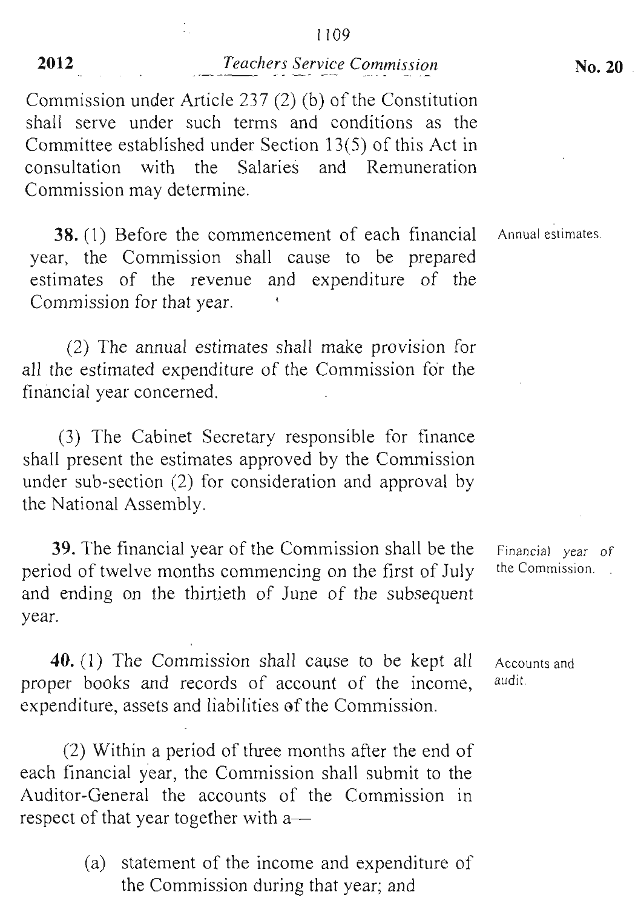Commission under Article 237 (2) (b) of the Constitution shall serve under such terms and conditions as the Committee established under Section 13(5) of this Act in consultation with the Salaries and Remuneration Commission may determine.

Annual estimates.

**38.** (1) Before the commencement of each financial year, the Commission shall cause to be prepared estimates of the revenue and expenditure of the Commission for that year.

(2) The annual estimates shall make provision for all the estimated expenditure of the Commission for the financial year concerned.

(3) The Cabinet Secretary responsible for finance shall present the estimates approved by the Commission under sub-section (2) for consideration and approval by the National Assembly.

Financial year of the Commission.

**39.** The financial year of the Commission shall be the period of twelve months commencing on the first of July and ending on the thirtieth of June of the subsequent year.

Accounts and audit.

**40.** (1) The Commission shall cause to be kept all proper books and records of account of the income, expenditure, assets and liabilities of the Commission.

(2) Within a period of three months after the end of each financial year, the Commission shall submit to the Auditor-General the accounts of the Commission in respect of that year together with a—

(a) statement of the income and expenditure of the Commission during that year; and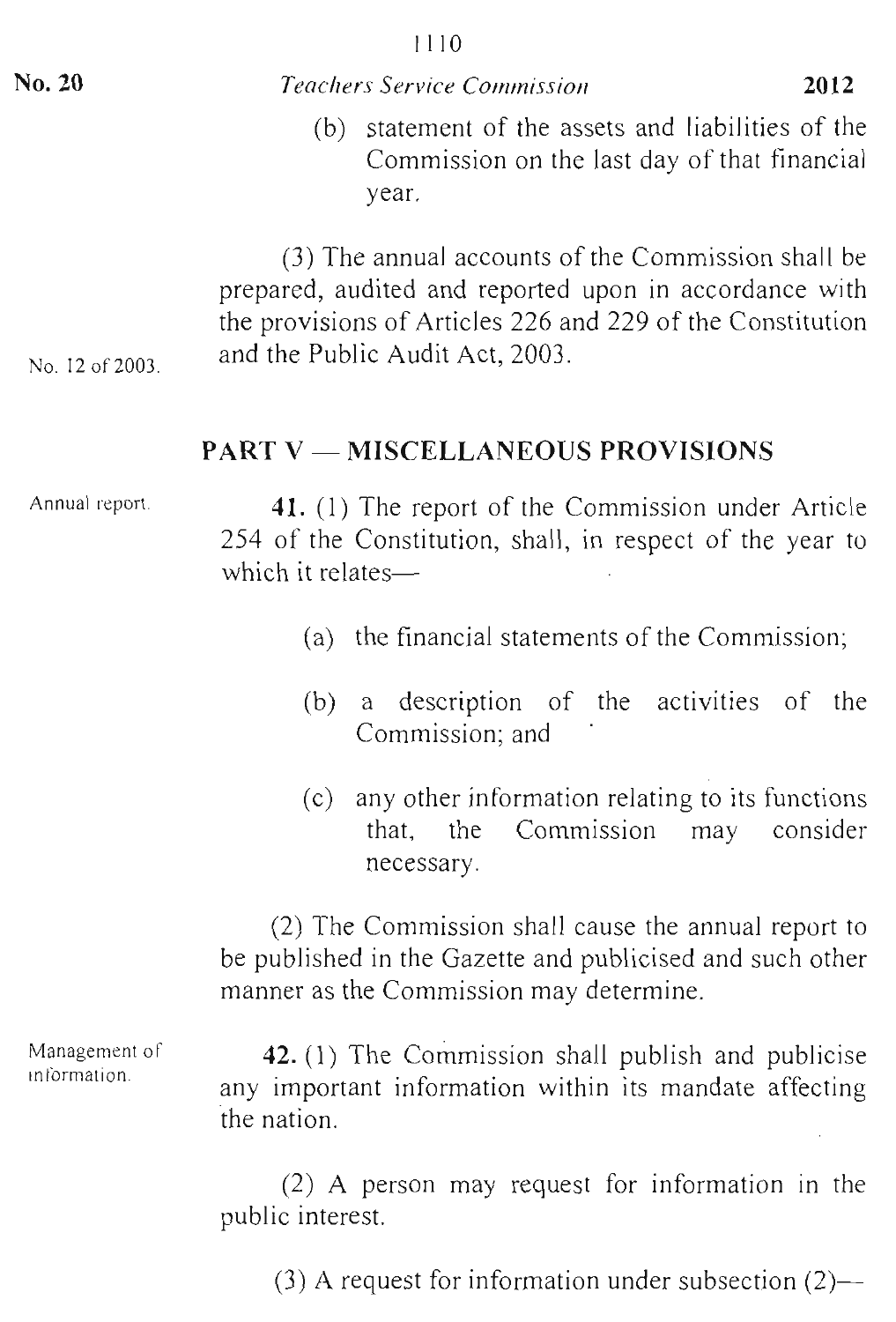(b) statement of the assets and liabilities of the Commission on the last day of that financial year.

(3) The annual accounts of the Commission shall be prepared, audited and reported upon in accordance with the provisions of Articles 226 and 229 of the Constitution and the Public Audit Act, 2003.

No. 12 of 2003.

## PART V — MISCELLANEOUS PROVISIONS

Annual report.

**41.** (1) The report of the Commission under Article 254 of the Constitution, shall, in respect of the year to which it relates—

(a) the financial statements of the Commission;

(b) a description of the activities of the Commission; and

(c) any other information relating to its functions that, the Commission may consider necessary.

(2) The Commission shall cause the annual report to be published in the Gazette and publicised and such other manner as the Commission may determine.

Management of information.

**42.** (1) The Commission shall publish and publicise any important information within its mandate affecting the nation.

(2) A person may request for information in the public interest.

(3) A request for information under subsection (2)—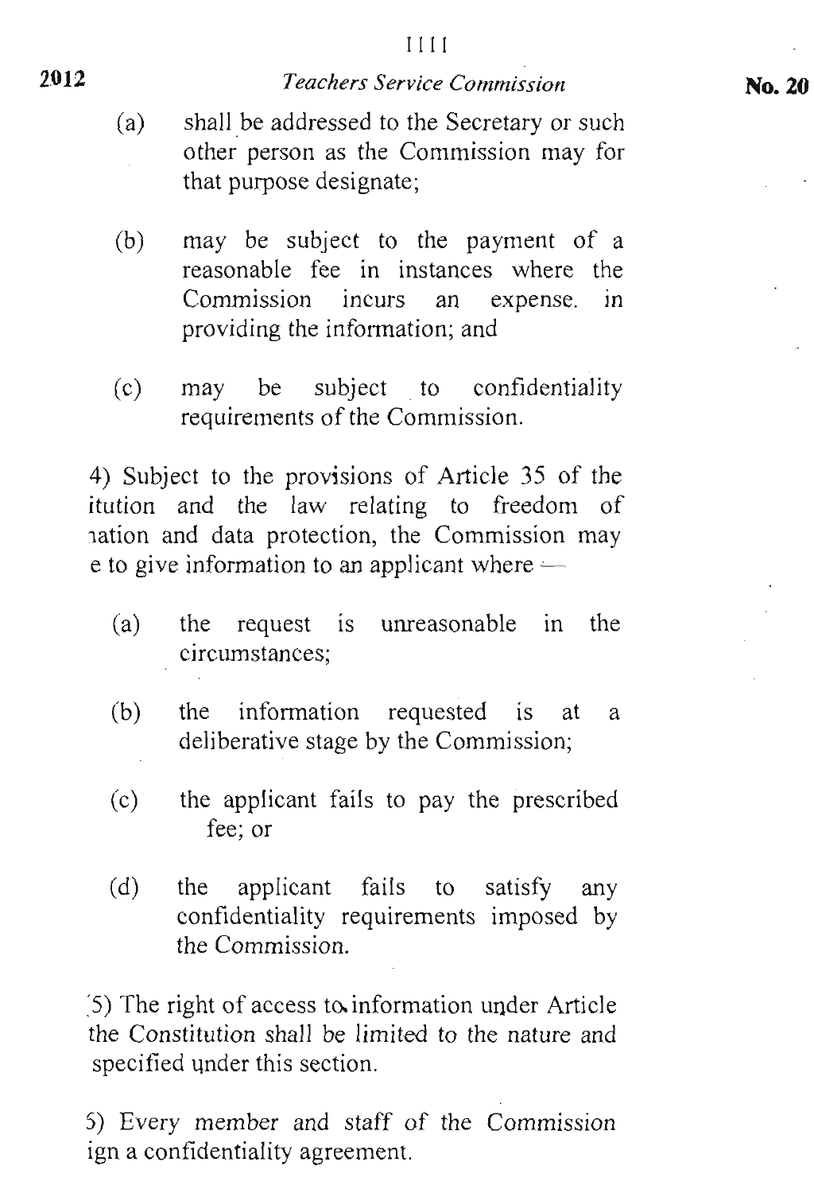(a) shall be addressed to the Secretary or such other person as the Commission may for that purpose designate;

(b) may be subject to the payment of a reasonable fee in instances where the Commission incurs an expense. in providing the information; and

(c) may be subject to confidentiality requirements of the Commission.

4) Subject to the provisions of Article 35 of the itution and the law relating to freedom of ıation and data protection, the Commission may e to give information to an applicant where —

(a) the request is unreasonable in the circumstances;

(b) the information requested is at a deliberative stage by the Commission;

(c) the applicant fails to pay the prescribed fee; or

(d) the applicant fails to satisfy any confidentiality requirements imposed by the Commission.

5) The right of access to information under Article the Constitution shall be limited to the nature and specified under this section.

5) Every member and staff of the Commission ign a confidentiality agreement.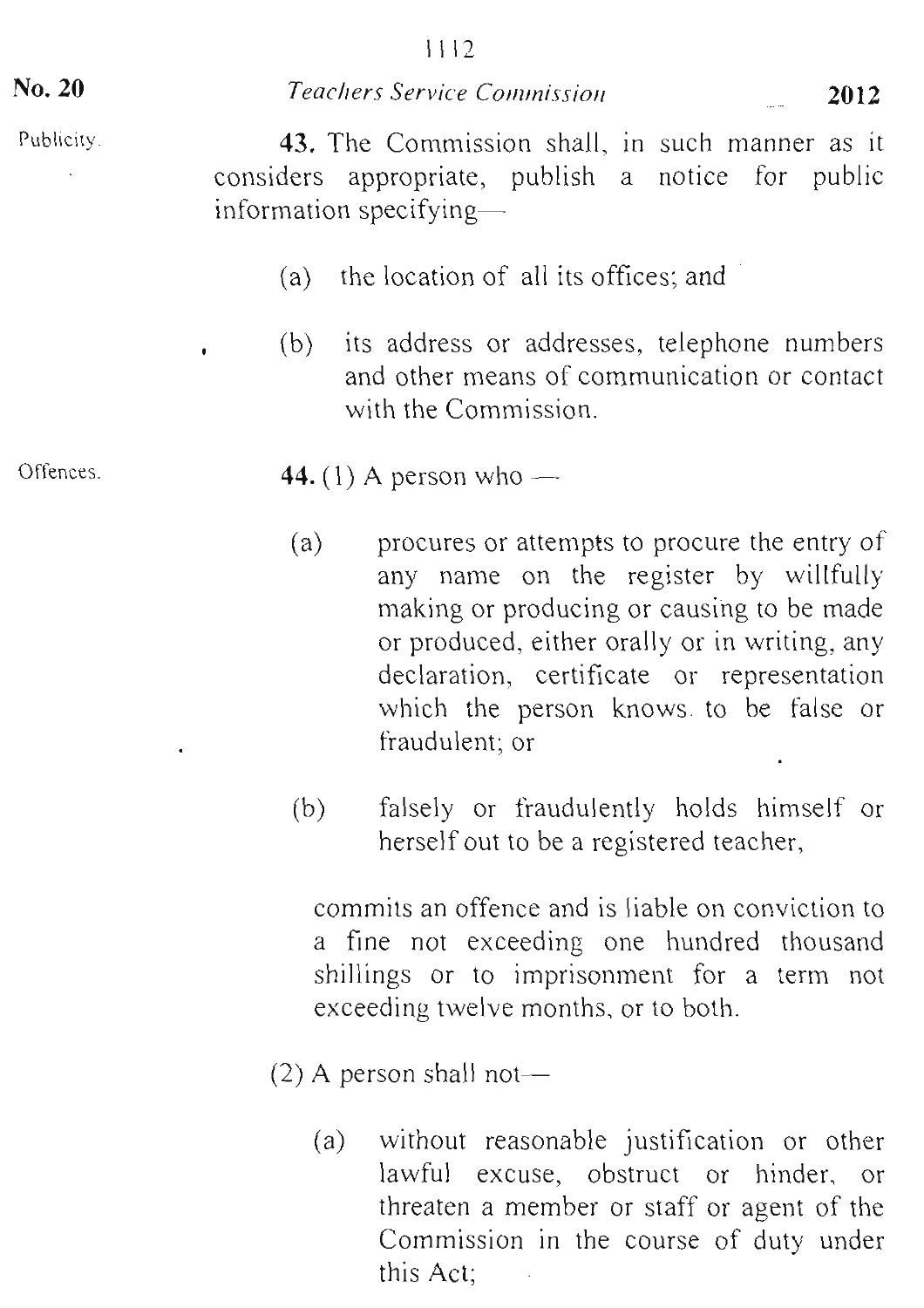Publicity.

**43.** The Commission shall, in such manner as it considers appropriate, publish a notice for public information specifying—

(a) the location of all its offices; and

(b) its address or addresses, telephone numbers and other means of communication or contact with the Commission.

Offences.

**44.** (1) A person who —

(a) procures or attempts to procure the entry of any name on the register by willfully making or producing or causing to be made or produced, either orally or in writing, any declaration, certificate or representation which the person knows to be false or fraudulent; or

(b) falsely or fraudulently holds himself or herself out to be a registered teacher,

commits an offence and is liable on conviction to a fine not exceeding one hundred thousand shillings or to imprisonment for a term not exceeding twelve months, or to both.

(2) A person shall not—

(a) without reasonable justification or other lawful excuse, obstruct or hinder, or threaten a member or staff or agent of the Commission in the course of duty under this Act;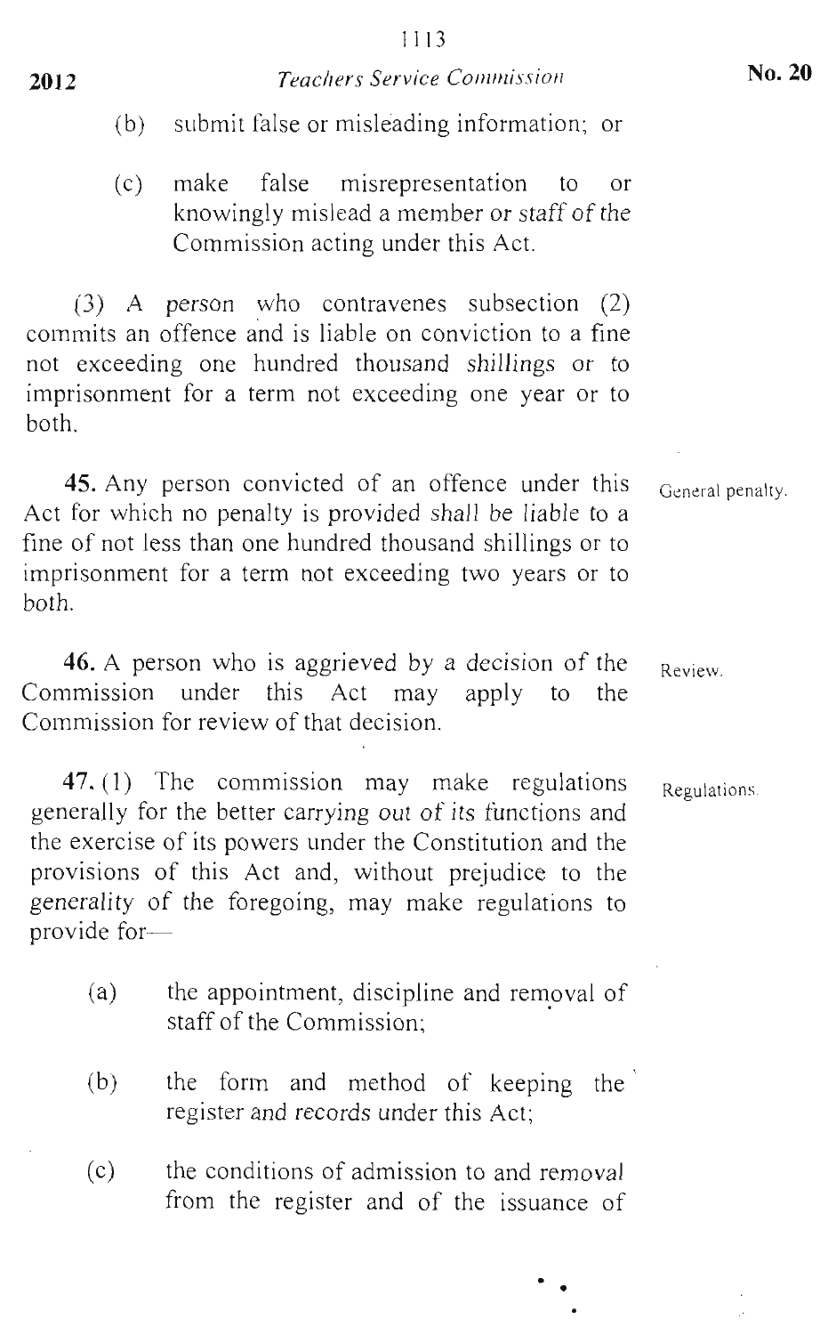(b) submit false or misleading information; or

(c) make false misrepresentation to or knowingly mislead a member or staff of the Commission acting under this Act.

(3) A person who contravenes subsection (2) commits an offence and is liable on conviction to a fine not exceeding one hundred thousand shillings or to imprisonment for a term not exceeding one year or to both.

General penalty.

**45.** Any person convicted of an offence under this Act for which no penalty is provided shall be liable to a fine of not less than one hundred thousand shillings or to imprisonment for a term not exceeding two years or to both.

Review.

**46.** A person who is aggrieved by a decision of the Commission under this Act may apply to the Commission for review of that decision.

Regulations.

**47.** (1) The commission may make regulations generally for the better carrying out of its functions and the exercise of its powers under the Constitution and the provisions of this Act and, without prejudice to the generality of the foregoing, may make regulations to provide for—

(a) the appointment, discipline and removal of staff of the Commission;

(b) the form and method of keeping the register and records under this Act;

(c) the conditions of admission to and removal from the register and of the issuance of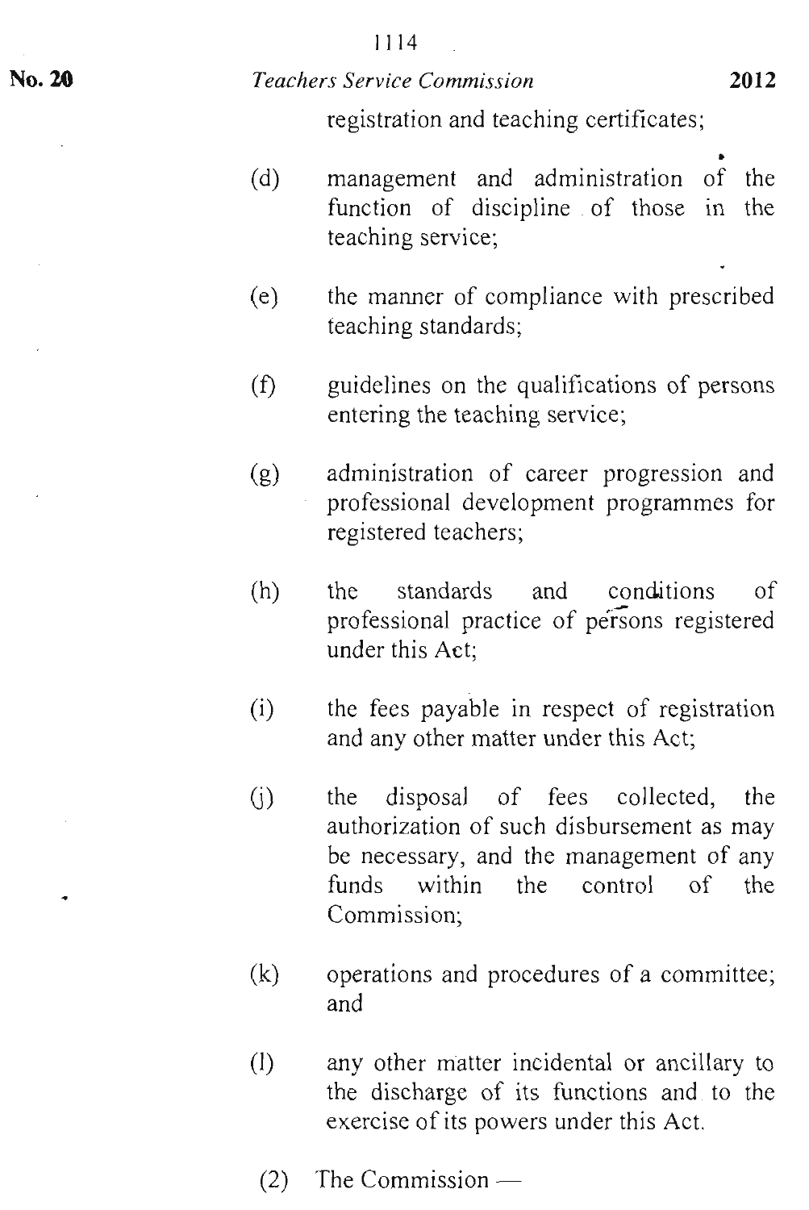registration and teaching certificates;

(d) management and administration of the function of discipline of those in the teaching service;

(e) the manner of compliance with prescribed teaching standards;

(f) guidelines on the qualifications of persons entering the teaching service;

(g) administration of career progression and professional development programmes for registered teachers;

(h) the standards and conditions of professional practice of persons registered under this Act;

(i) the fees payable in respect of registration and any other matter under this Act;

(j) the disposal of fees collected, the authorization of such disbursement as may be necessary, and the management of any funds within the control of the Commission;

(k) operations and procedures of a committee; and

(l) any other matter incidental or ancillary to the discharge of its functions and to the exercise of its powers under this Act.

(2) The Commission —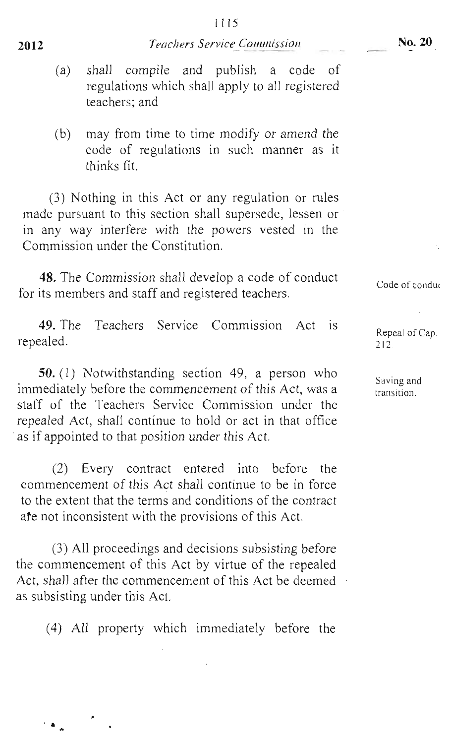(a) shall compile and publish a code of regulations which shall apply to all registered teachers; and

(b) may from time to time modify or amend the code of regulations in such manner as it thinks fit.

(3) Nothing in this Act or any regulation or rules made pursuant to this section shall supersede, lessen or in any way interfere with the powers vested in the Commission under the Constitution.

Code of conduct

**48.** The Commission shall develop a code of conduct for its members and staff and registered teachers.

Repeal of Cap. 212.

**49.** The Teachers Service Commission Act is repealed.

Saving and transition.

**50.** (1) Notwithstanding section 49, a person who immediately before the commencement of this Act, was a staff of the Teachers Service Commission under the repealed Act, shall continue to hold or act in that office as if appointed to that position under this Act.

(2) Every contract entered into before the commencement of this Act shall continue to be in force to the extent that the terms and conditions of the contract are not inconsistent with the provisions of this Act.

(3) All proceedings and decisions subsisting before the commencement of this Act by virtue of the repealed Act, shall after the commencement of this Act be deemed as subsisting under this Act.

(4) All property which immediately before the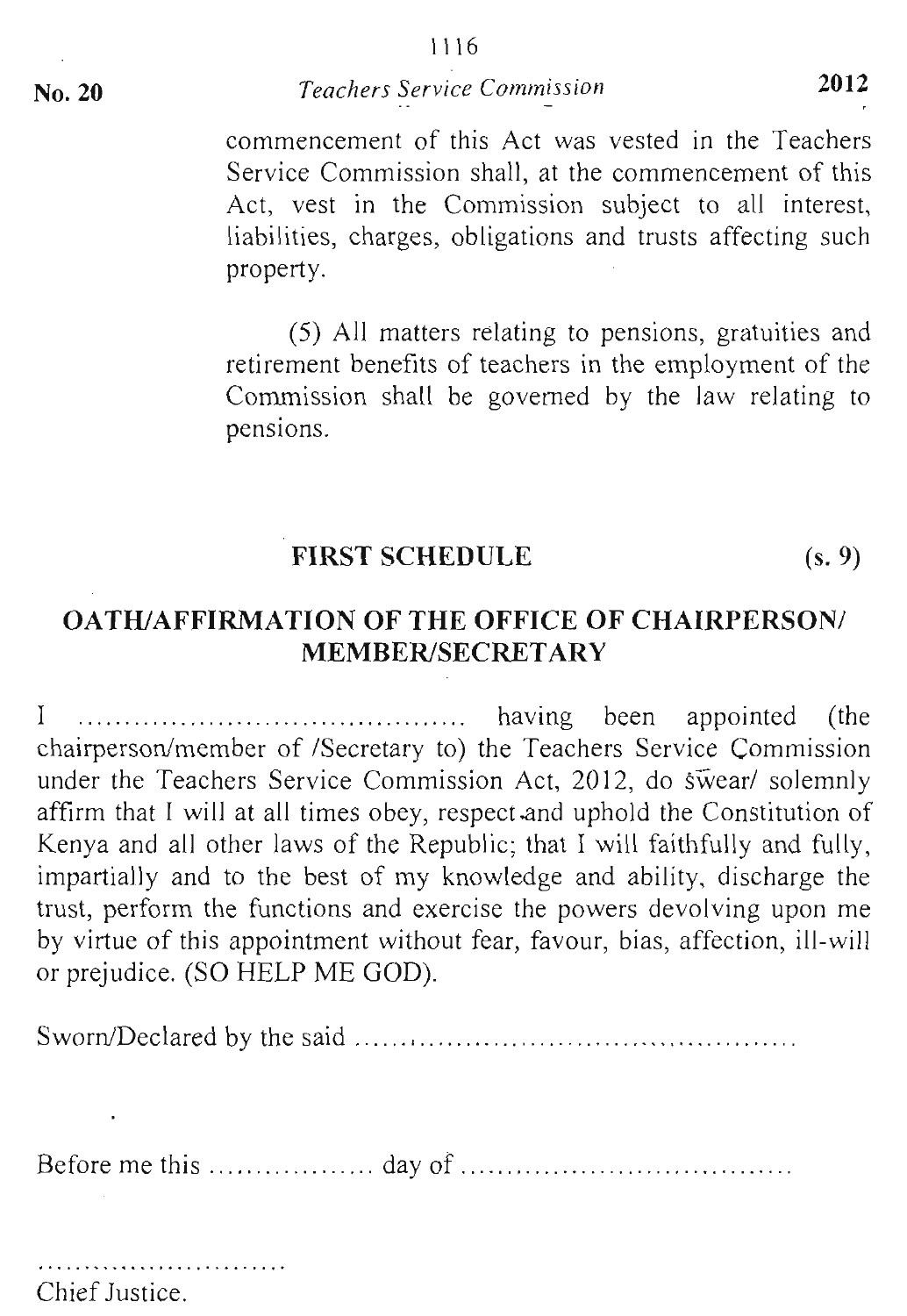commencement of this Act was vested in the Teachers Service Commission shall, at the commencement of this Act, vest in the Commission subject to all interest, liabilities, charges, obligations and trusts affecting such property.

(5) All matters relating to pensions, gratuities and retirement benefits of teachers in the employment of the Commission shall be governed by the law relating to pensions.

## FIRST SCHEDULE (s. 9)

## OATH/AFFIRMATION OF THE OFFICE OF CHAIRPERSON/ MEMBER/SECRETARY

I ........................................ having been appointed (the chairperson/member of /Secretary to) the Teachers Service Commission under the Teachers Service Commission Act, 2012, do swear/ solemnly affirm that I will at all times obey, respect and uphold the Constitution of Kenya and all other laws of the Republic; that I will faithfully and fully, impartially and to the best of my knowledge and ability, discharge the trust, perform the functions and exercise the powers devolving upon me by virtue of this appointment without fear, favour, bias, affection, ill-will or prejudice. (SO HELP ME GOD).

Sworn/Declared by the said ..............................................

Before me this ................. day of ...................................

............................

Chief Justice.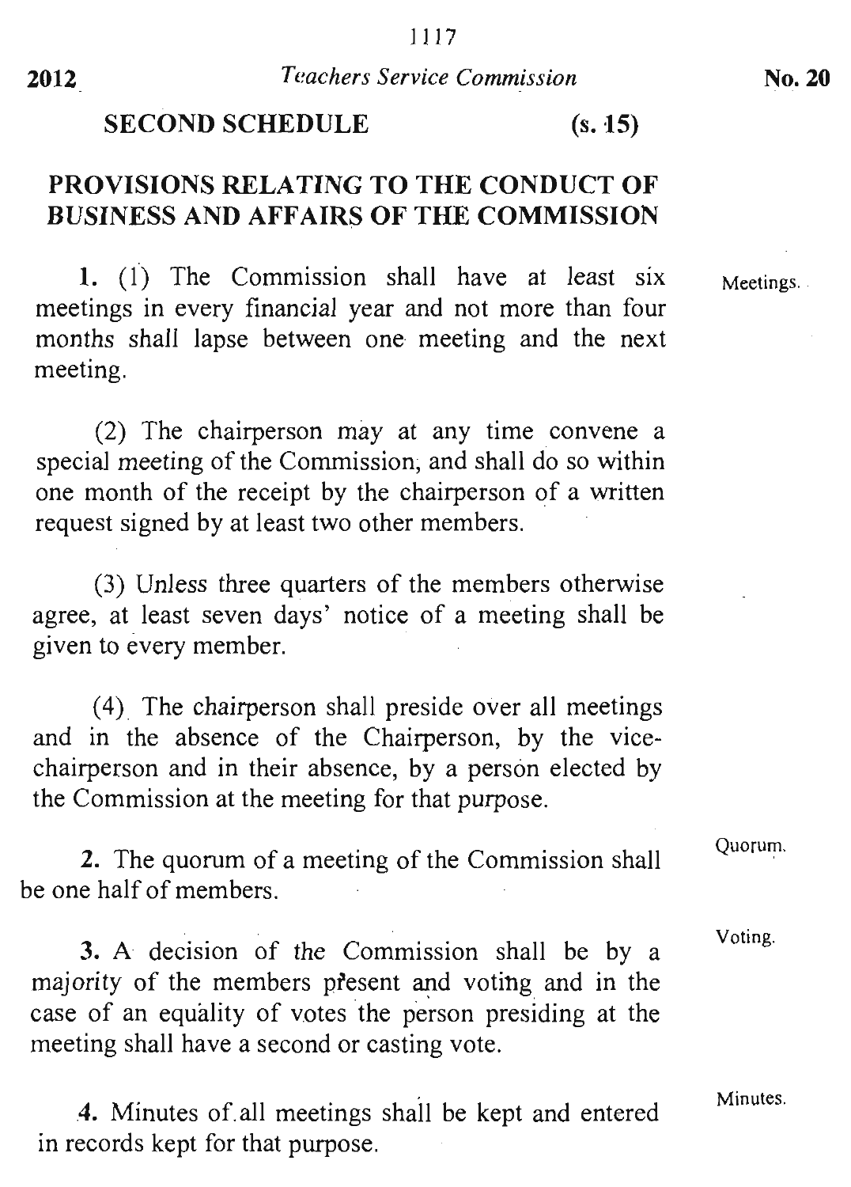## SECOND SCHEDULE (s. 15)

## PROVISIONS RELATING TO THE CONDUCT OF BUSINESS AND AFFAIRS OF THE COMMISSION

Meetings.

**1.** (1) The Commission shall have at least six meetings in every financial year and not more than four months shall lapse between one meeting and the next meeting.

(2) The chairperson may at any time convene a special meeting of the Commission, and shall do so within one month of the receipt by the chairperson of a written request signed by at least two other members.

(3) Unless three quarters of the members otherwise agree, at least seven days' notice of a meeting shall be given to every member.

(4) The chairperson shall preside over all meetings and in the absence of the Chairperson, by the vice-chairperson and in their absence, by a person elected by the Commission at the meeting for that purpose.

Quorum.

**2.** The quorum of a meeting of the Commission shall be one half of members.

Voting.

**3.** A decision of the Commission shall be by a majority of the members present and voting and in the case of an equality of votes the person presiding at the meeting shall have a second or casting vote.

Minutes.

**4.** Minutes of all meetings shall be kept and entered in records kept for that purpose.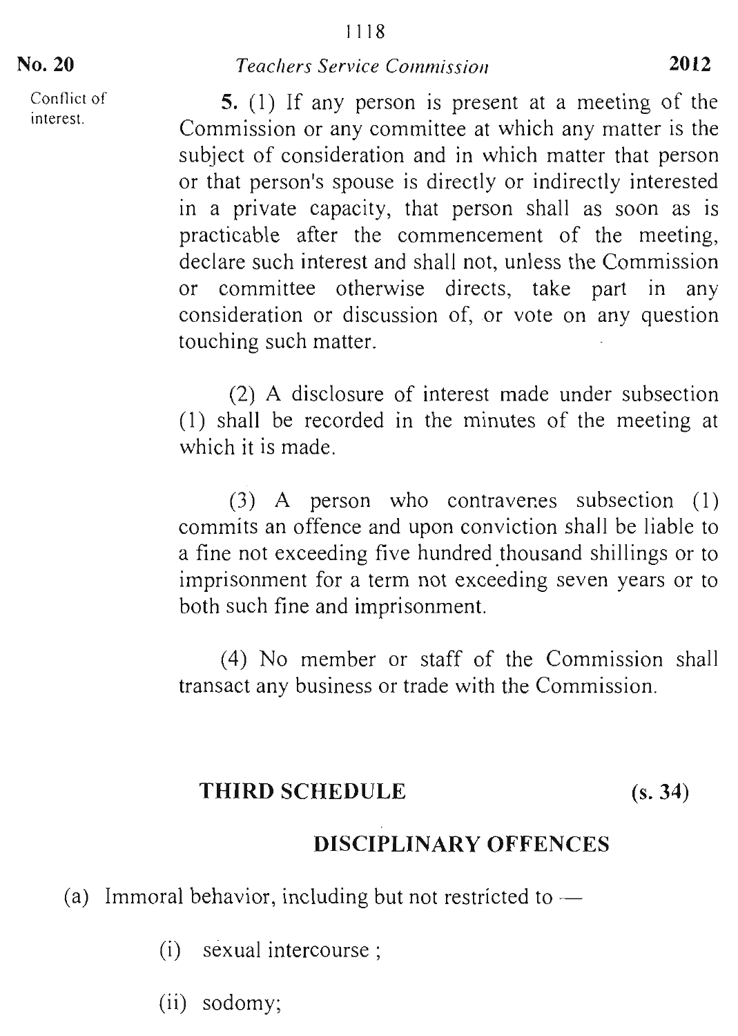Conflict of interest.

**5.** (1) If any person is present at a meeting of the Commission or any committee at which any matter is the subject of consideration and in which matter that person or that person's spouse is directly or indirectly interested in a private capacity, that person shall as soon as is practicable after the commencement of the meeting, declare such interest and shall not, unless the Commission or committee otherwise directs, take part in any consideration or discussion of, or vote on any question touching such matter.

(2) A disclosure of interest made under subsection (1) shall be recorded in the minutes of the meeting at which it is made.

(3) A person who contravenes subsection (1) commits an offence and upon conviction shall be liable to a fine not exceeding five hundred thousand shillings or to imprisonment for a term not exceeding seven years or to both such fine and imprisonment.

(4) No member or staff of the Commission shall transact any business or trade with the Commission.

## THIRD SCHEDULE (s. 34)

## DISCIPLINARY OFFENCES

(a) Immoral behavior, including but not restricted to —

(i) sexual intercourse ;

(ii) sodomy;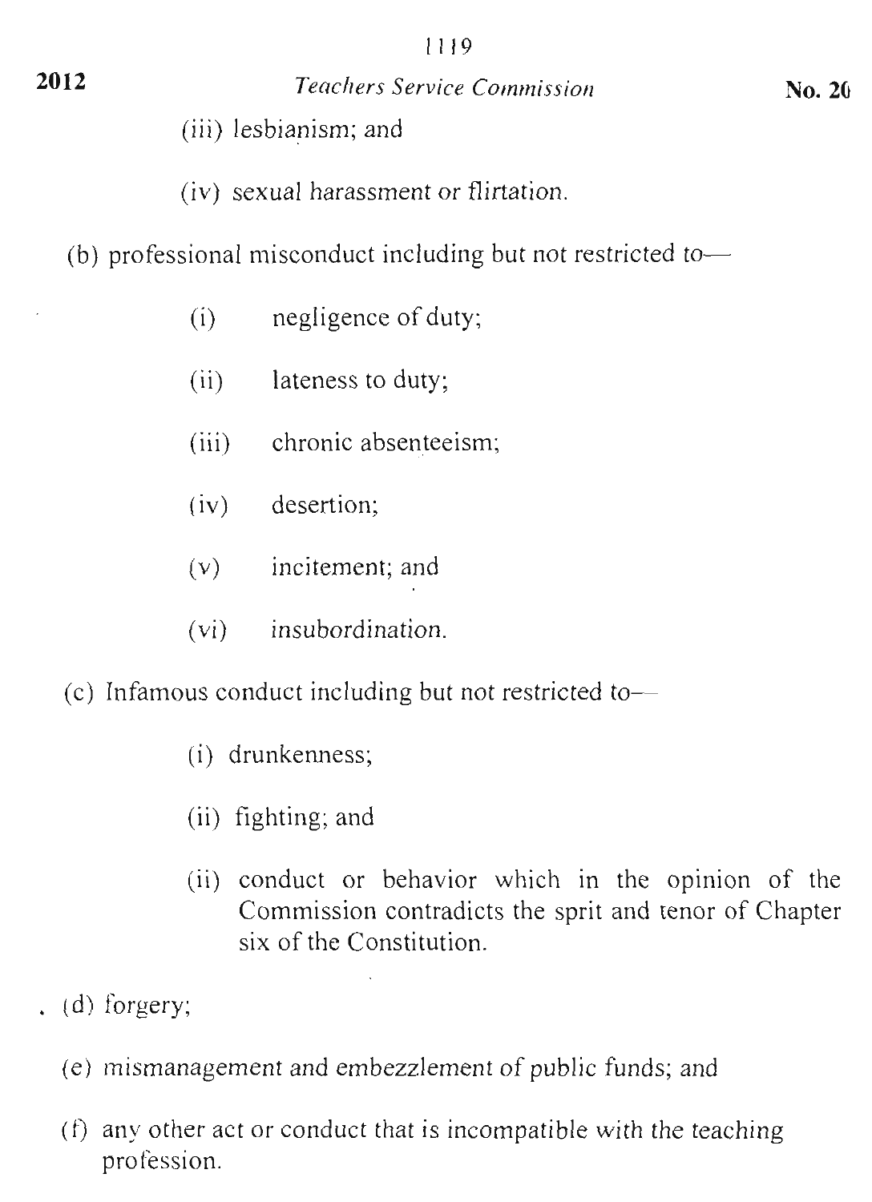(iii) lesbianism; and

(iv) sexual harassment or flirtation.

(b) professional misconduct including but not restricted to—

(i) negligence of duty;

(ii) lateness to duty;

(iii) chronic absenteeism;

(iv) desertion;

(v) incitement; and

(vi) insubordination.

(c) Infamous conduct including but not restricted to—

(i) drunkenness;

(ii) fighting; and

(ii) conduct or behavior which in the opinion of the Commission contradicts the sprit and tenor of Chapter six of the Constitution.

(d) forgery;

(e) mismanagement and embezzlement of public funds; and

(f) any other act or conduct that is incompatible with the teaching profession.